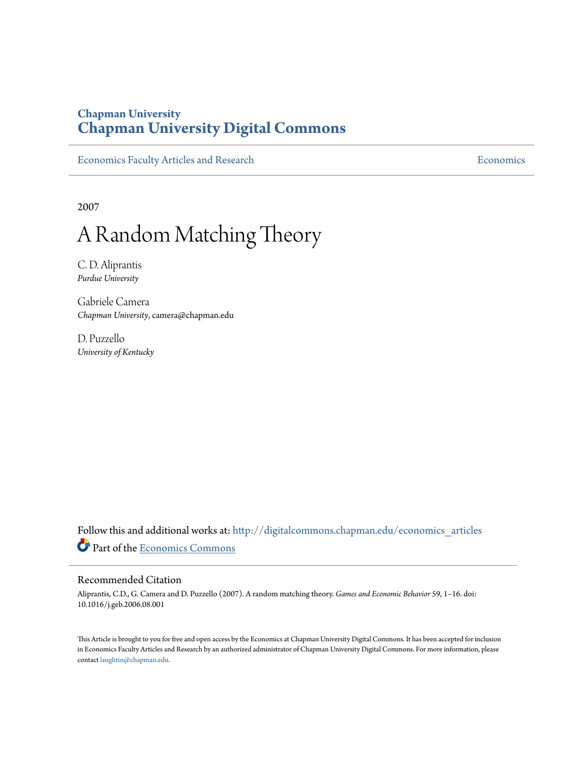Chapman University

# Chapman University Digital Commons

Economics Faculty Articles and Research | Economics

2007

# A Random Matching Theory

C. D. Aliprantis
*Purdue University*

Gabriele Camera
*Chapman University*, camera@chapman.edu

D. Puzzello
*University of Kentucky*

Follow this and additional works at: http://digitalcommons.chapman.edu/economics_articles

Part of the Economics Commons

## Recommended Citation

Aliprantis, C.D., G. Camera and D. Puzzello (2007). A random matching theory. *Games and Economic Behavior* 59, 1–16. doi: 10.1016/j.geb.2006.08.001

This Article is brought to you for free and open access by the Economics at Chapman University Digital Commons. It has been accepted for inclusion in Economics Faculty Articles and Research by an authorized administrator of Chapman University Digital Commons. For more information, please contact laughtin@chapman.edu.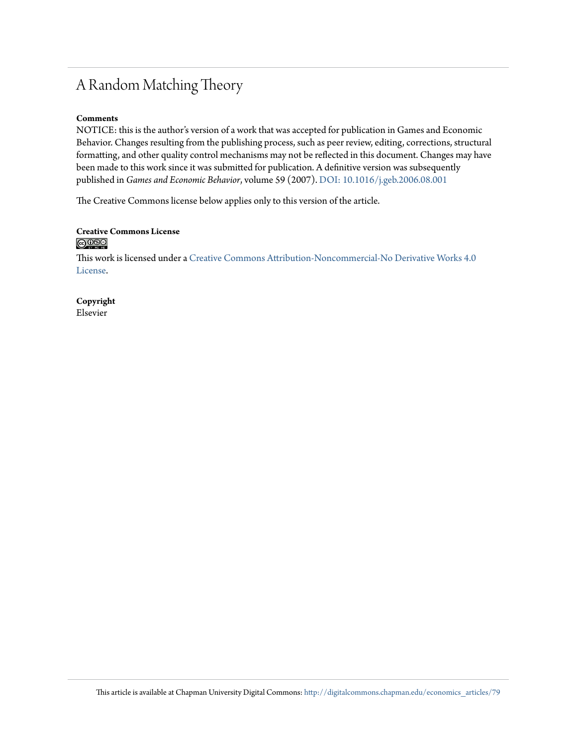# A Random Matching Theory

**Comments**

NOTICE: this is the author's version of a work that was accepted for publication in Games and Economic Behavior. Changes resulting from the publishing process, such as peer review, editing, corrections, structural formatting, and other quality control mechanisms may not be reflected in this document. Changes may have been made to this work since it was submitted for publication. A definitive version was subsequently published in *Games and Economic Behavior*, volume 59 (2007). DOI: 10.1016/j.geb.2006.08.001

The Creative Commons license below applies only to this version of the article.

**Creative Commons License**

This work is licensed under a Creative Commons Attribution-Noncommercial-No Derivative Works 4.0 License.

**Copyright**

Elsevier

This article is available at Chapman University Digital Commons: http://digitalcommons.chapman.edu/economics_articles/79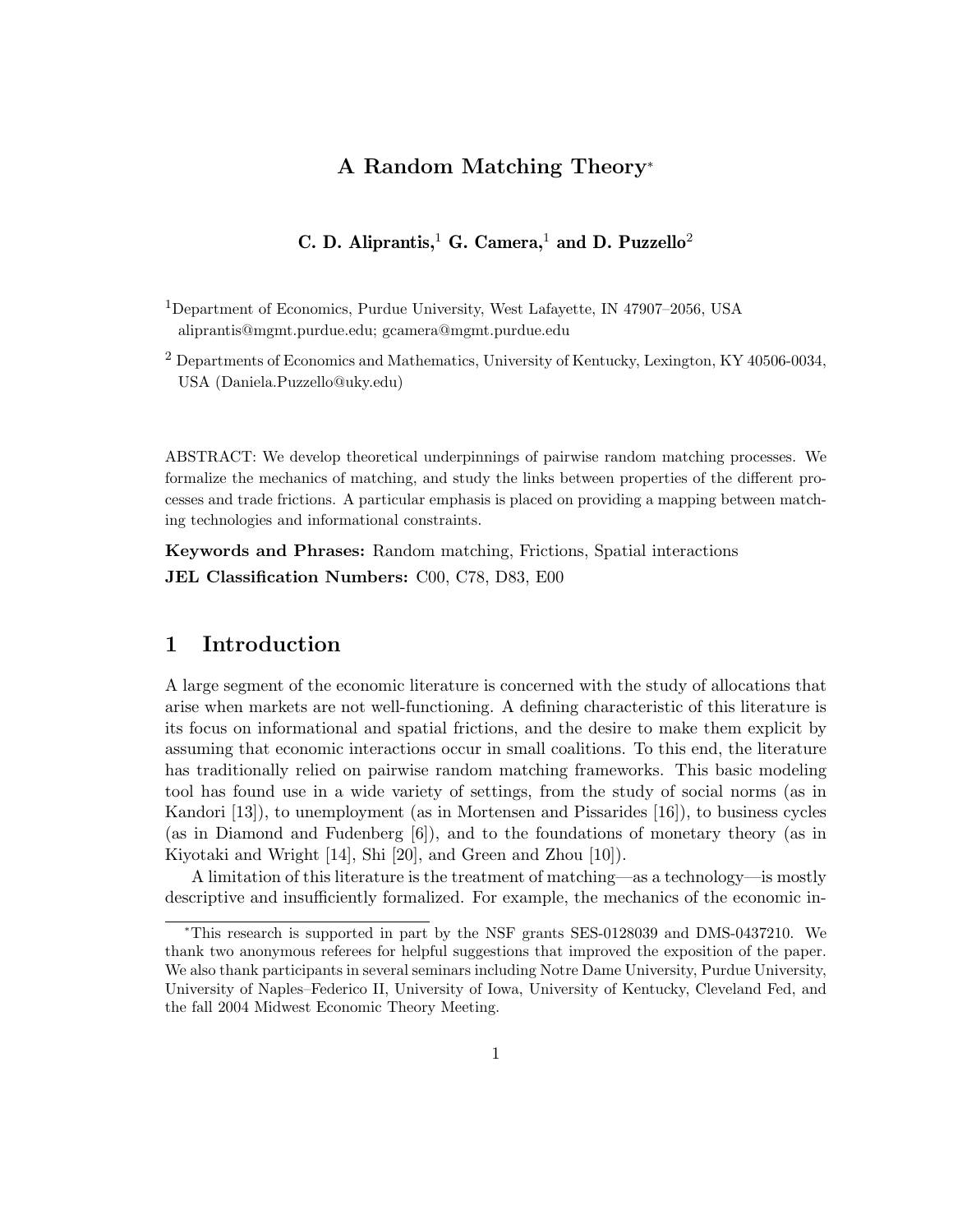# A Random Matching Theory*

**C. D. Aliprantis,[1] G. Camera,[1] and D. Puzzello[2]**

[1]Department of Economics, Purdue University, West Lafayette, IN 47907–2056, USA
aliprantis@mgmt.purdue.edu; gcamera@mgmt.purdue.edu

[2] Departments of Economics and Mathematics, University of Kentucky, Lexington, KY 40506-0034, USA (Daniela.Puzzello@uky.edu)

ABSTRACT: We develop theoretical underpinnings of pairwise random matching processes. We formalize the mechanics of matching, and study the links between properties of the different processes and trade frictions. A particular emphasis is placed on providing a mapping between matching technologies and informational constraints.

**Keywords and Phrases:** Random matching, Frictions, Spatial interactions

**JEL Classification Numbers:** C00, C78, D83, E00

## 1 Introduction

A large segment of the economic literature is concerned with the study of allocations that arise when markets are not well-functioning. A defining characteristic of this literature is its focus on informational and spatial frictions, and the desire to make them explicit by assuming that economic interactions occur in small coalitions. To this end, the literature has traditionally relied on pairwise random matching frameworks. This basic modeling tool has found use in a wide variety of settings, from the study of social norms (as in Kandori [13]), to unemployment (as in Mortensen and Pissarides [16]), to business cycles (as in Diamond and Fudenberg [6]), and to the foundations of monetary theory (as in Kiyotaki and Wright [14], Shi [20], and Green and Zhou [10]).

A limitation of this literature is the treatment of matching—as a technology—is mostly descriptive and insufficiently formalized. For example, the mechanics of the economic in-

*This research is supported in part by the NSF grants SES-0128039 and DMS-0437210. We thank two anonymous referees for helpful suggestions that improved the exposition of the paper. We also thank participants in several seminars including Notre Dame University, Purdue University, University of Naples–Federico II, University of Iowa, University of Kentucky, Cleveland Fed, and the fall 2004 Midwest Economic Theory Meeting.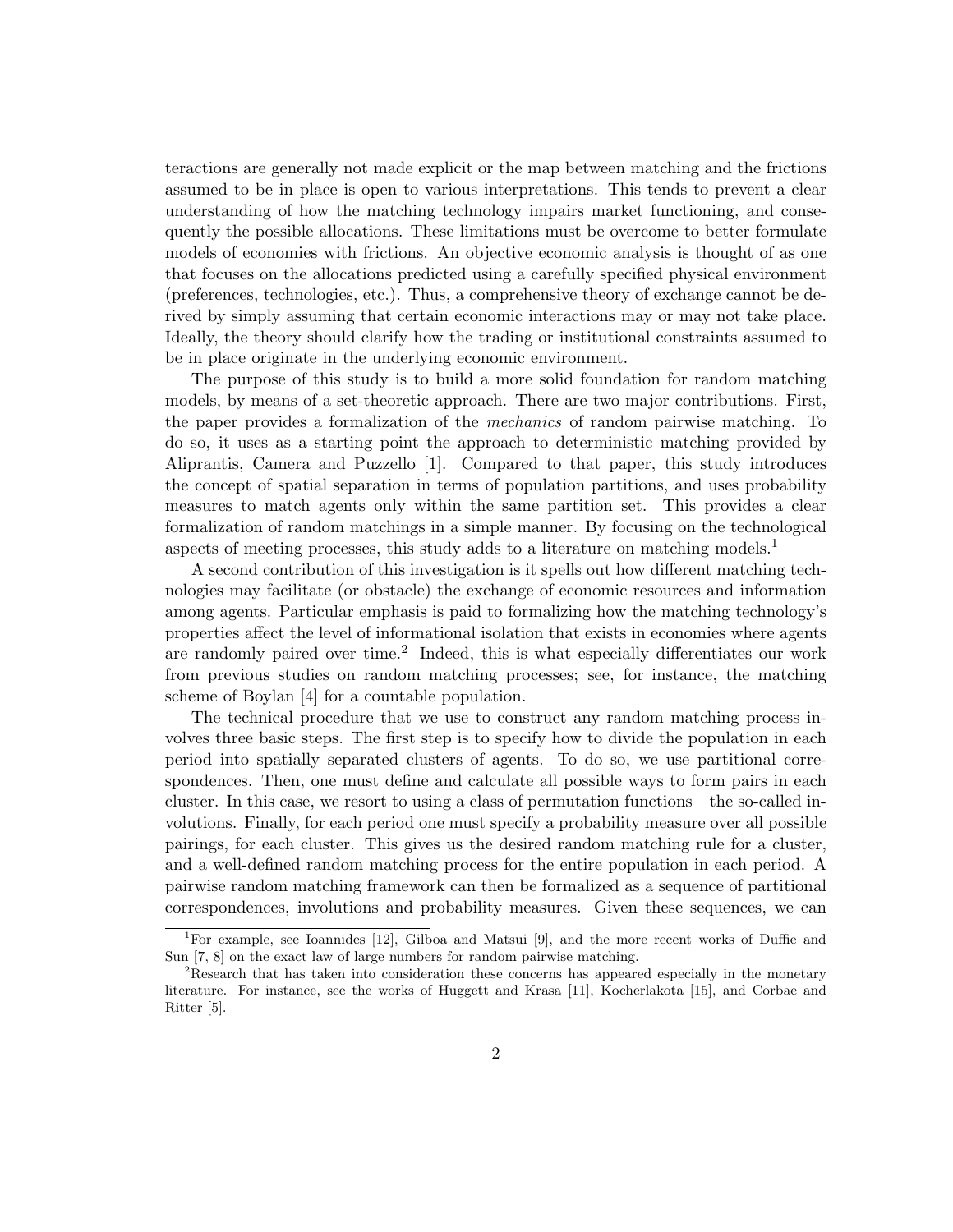teractions are generally not made explicit or the map between matching and the frictions assumed to be in place is open to various interpretations. This tends to prevent a clear understanding of how the matching technology impairs market functioning, and consequently the possible allocations. These limitations must be overcome to better formulate models of economies with frictions. An objective economic analysis is thought of as one that focuses on the allocations predicted using a carefully specified physical environment (preferences, technologies, etc.). Thus, a comprehensive theory of exchange cannot be derived by simply assuming that certain economic interactions may or may not take place. Ideally, the theory should clarify how the trading or institutional constraints assumed to be in place originate in the underlying economic environment.

The purpose of this study is to build a more solid foundation for random matching models, by means of a set-theoretic approach. There are two major contributions. First, the paper provides a formalization of the *mechanics* of random pairwise matching. To do so, it uses as a starting point the approach to deterministic matching provided by Aliprantis, Camera and Puzzello [1]. Compared to that paper, this study introduces the concept of spatial separation in terms of population partitions, and uses probability measures to match agents only within the same partition set. This provides a clear formalization of random matchings in a simple manner. By focusing on the technological aspects of meeting processes, this study adds to a literature on matching models.[1]

A second contribution of this investigation is it spells out how different matching technologies may facilitate (or obstacle) the exchange of economic resources and information among agents. Particular emphasis is paid to formalizing how the matching technology's properties affect the level of informational isolation that exists in economies where agents are randomly paired over time.[2] Indeed, this is what especially differentiates our work from previous studies on random matching processes; see, for instance, the matching scheme of Boylan [4] for a countable population.

The technical procedure that we use to construct any random matching process involves three basic steps. The first step is to specify how to divide the population in each period into spatially separated clusters of agents. To do so, we use partitional correspondences. Then, one must define and calculate all possible ways to form pairs in each cluster. In this case, we resort to using a class of permutation functions—the so-called involutions. Finally, for each period one must specify a probability measure over all possible pairings, for each cluster. This gives us the desired random matching rule for a cluster, and a well-defined random matching process for the entire population in each period. A pairwise random matching framework can then be formalized as a sequence of partitional correspondences, involutions and probability measures. Given these sequences, we can

---

[1] For example, see Ioannides [12], Gilboa and Matsui [9], and the more recent works of Duffie and Sun [7, 8] on the exact law of large numbers for random pairwise matching.

[2] Research that has taken into consideration these concerns has appeared especially in the monetary literature. For instance, see the works of Huggett and Krasa [11], Kocherlakota [15], and Corbae and Ritter [5].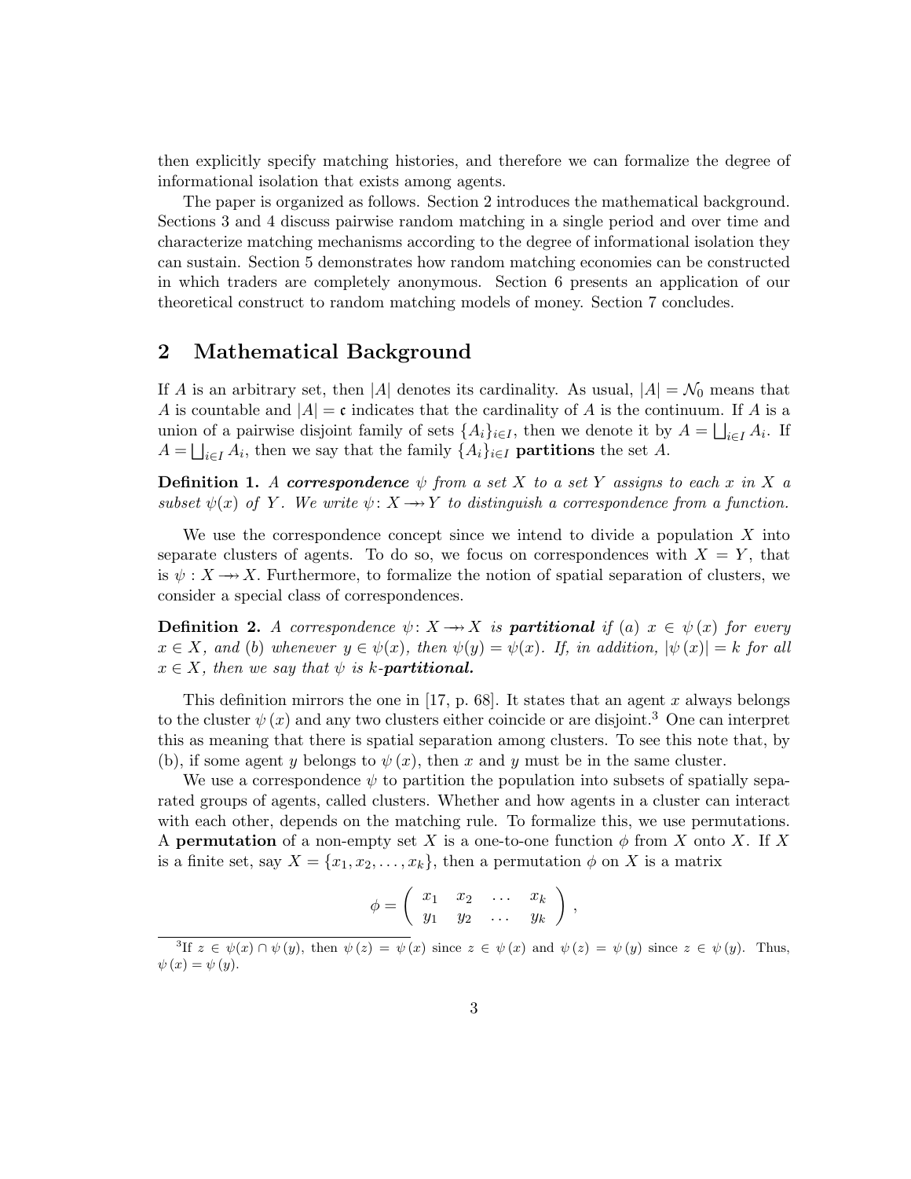then explicitly specify matching histories, and therefore we can formalize the degree of informational isolation that exists among agents.

The paper is organized as follows. Section 2 introduces the mathematical background. Sections 3 and 4 discuss pairwise random matching in a single period and over time and characterize matching mechanisms according to the degree of informational isolation they can sustain. Section 5 demonstrates how random matching economies can be constructed in which traders are completely anonymous. Section 6 presents an application of our theoretical construct to random matching models of money. Section 7 concludes.

## 2 Mathematical Background

If $A$ is an arbitrary set, then $|A|$ denotes its cardinality. As usual, $|A| = \mathcal{N}_0$ means that $A$ is countable and $|A| = \mathfrak{c}$ indicates that the cardinality of $A$ is the continuum. If $A$ is a union of a pairwise disjoint family of sets $\{A_i\}_{i\in I}$, then we denote it by $A = \bigsqcup_{i\in I} A_i$. If $A = \bigsqcup_{i\in I} A_i$, then we say that the family $\{A_i\}_{i\in I}$ **partitions** the set $A$.

**Definition 1.** *A* ***correspondence*** *$\psi$ from a set $X$ to a set $Y$ assigns to each $x$ in $X$ a subset $\psi(x)$ of $Y$. We write $\psi\colon X \twoheadrightarrow Y$ to distinguish a correspondence from a function.*

We use the correspondence concept since we intend to divide a population $X$ into separate clusters of agents. To do so, we focus on correspondences with $X = Y$, that is $\psi : X \twoheadrightarrow X$. Furthermore, to formalize the notion of spatial separation of clusters, we consider a special class of correspondences.

**Definition 2.** *A correspondence $\psi\colon X \twoheadrightarrow X$ is* ***partitional*** *if (a) $x \in \psi(x)$ for every $x \in X$, and (b) whenever $y \in \psi(x)$, then $\psi(y) = \psi(x)$. If, in addition, $|\psi(x)| = k$ for all $x \in X$, then we say that $\psi$ is $k$-**partitional.***

This definition mirrors the one in [17, p. 68]. It states that an agent $x$ always belongs to the cluster $\psi(x)$ and any two clusters either coincide or are disjoint.[3] One can interpret this as meaning that there is spatial separation among clusters. To see this note that, by (b), if some agent $y$ belongs to $\psi(x)$, then $x$ and $y$ must be in the same cluster.

We use a correspondence $\psi$ to partition the population into subsets of spatially separated groups of agents, called clusters. Whether and how agents in a cluster can interact with each other, depends on the matching rule. To formalize this, we use permutations. A **permutation** of a non-empty set $X$ is a one-to-one function $\phi$ from $X$ onto $X$. If $X$ is a finite set, say $X = \{x_1, x_2, \ldots, x_k\}$, then a permutation $\phi$ on $X$ is a matrix

$$\phi = \begin{pmatrix} x_1 & x_2 & \ldots & x_k \\ y_1 & y_2 & \ldots & y_k \end{pmatrix},$$

[3] If $z \in \psi(x) \cap \psi(y)$, then $\psi(z) = \psi(x)$ since $z \in \psi(x)$ and $\psi(z) = \psi(y)$ since $z \in \psi(y)$. Thus, $\psi(x) = \psi(y)$.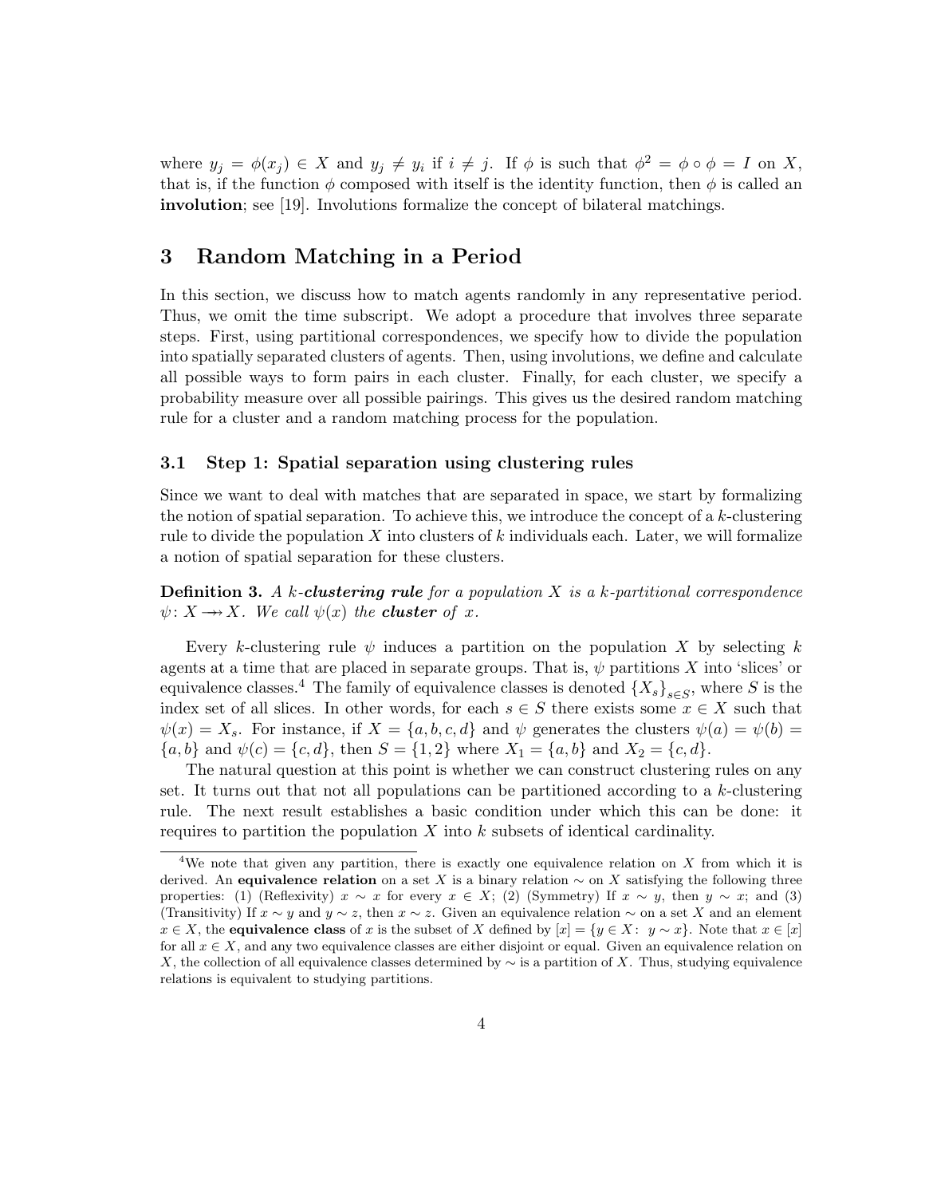where $y_j = \phi(x_j) \in X$ and $y_j \neq y_i$ if $i \neq j$. If $\phi$ is such that $\phi^2 = \phi \circ \phi = I$ on $X$, that is, if the function $\phi$ composed with itself is the identity function, then $\phi$ is called an **involution**; see [19]. Involutions formalize the concept of bilateral matchings.

# 3 Random Matching in a Period

In this section, we discuss how to match agents randomly in any representative period. Thus, we omit the time subscript. We adopt a procedure that involves three separate steps. First, using partitional correspondences, we specify how to divide the population into spatially separated clusters of agents. Then, using involutions, we define and calculate all possible ways to form pairs in each cluster. Finally, for each cluster, we specify a probability measure over all possible pairings. This gives us the desired random matching rule for a cluster and a random matching process for the population.

## 3.1 Step 1: Spatial separation using clustering rules

Since we want to deal with matches that are separated in space, we start by formalizing the notion of spatial separation. To achieve this, we introduce the concept of a $k$-clustering rule to divide the population $X$ into clusters of $k$ individuals each. Later, we will formalize a notion of spatial separation for these clusters.

**Definition 3.** *A $k$-**clustering rule** for a population $X$ is a $k$-partitional correspondence $\psi\colon X \twoheadrightarrow X$. We call $\psi(x)$ the **cluster** of $x$.*

Every $k$-clustering rule $\psi$ induces a partition on the population $X$ by selecting $k$ agents at a time that are placed in separate groups. That is, $\psi$ partitions $X$ into 'slices' or equivalence classes.[4] The family of equivalence classes is denoted $\{X_s\}_{s\in S}$, where $S$ is the index set of all slices. In other words, for each $s \in S$ there exists some $x \in X$ such that $\psi(x) = X_s$. For instance, if $X = \{a, b, c, d\}$ and $\psi$ generates the clusters $\psi(a) = \psi(b) = \{a, b\}$ and $\psi(c) = \{c, d\}$, then $S = \{1, 2\}$ where $X_1 = \{a, b\}$ and $X_2 = \{c, d\}$.

The natural question at this point is whether we can construct clustering rules on any set. It turns out that not all populations can be partitioned according to a $k$-clustering rule. The next result establishes a basic condition under which this can be done: it requires to partition the population $X$ into $k$ subsets of identical cardinality.

[4] We note that given any partition, there is exactly one equivalence relation on $X$ from which it is derived. An **equivalence relation** on a set $X$ is a binary relation $\sim$ on $X$ satisfying the following three properties: (1) (Reflexivity) $x \sim x$ for every $x \in X$; (2) (Symmetry) If $x \sim y$, then $y \sim x$; and (3) (Transitivity) If $x \sim y$ and $y \sim z$, then $x \sim z$. Given an equivalence relation $\sim$ on a set $X$ and an element $x \in X$, the **equivalence class** of $x$ is the subset of $X$ defined by $[x] = \{y \in X\colon\ y \sim x\}$. Note that $x \in [x]$ for all $x \in X$, and any two equivalence classes are either disjoint or equal. Given an equivalence relation on $X$, the collection of all equivalence classes determined by $\sim$ is a partition of $X$. Thus, studying equivalence relations is equivalent to studying partitions.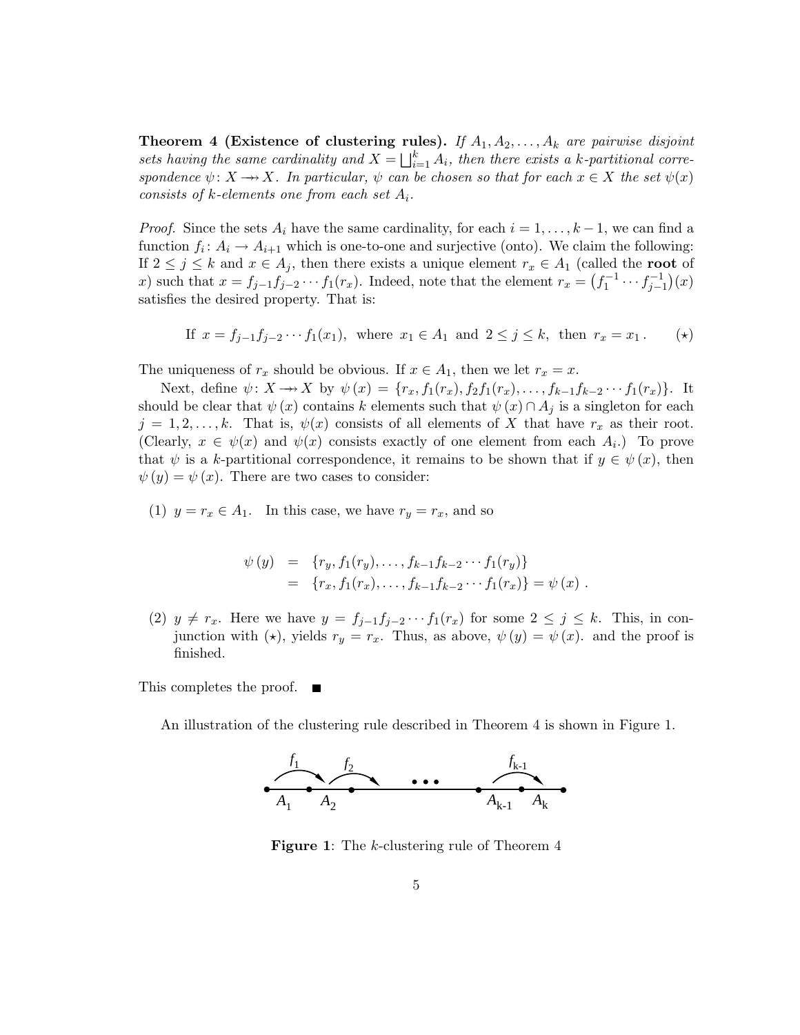**Theorem 4 (Existence of clustering rules).** *If $A_1, A_2, \ldots, A_k$ are pairwise disjoint sets having the same cardinality and $X = \bigsqcup_{i=1}^{k} A_i$, then there exists a $k$-partitional correspondence $\psi\colon X \twoheadrightarrow X$. In particular, $\psi$ can be chosen so that for each $x \in X$ the set $\psi(x)$ consists of $k$-elements one from each set $A_i$.*

*Proof.* Since the sets $A_i$ have the same cardinality, for each $i = 1, \ldots, k-1$, we can find a function $f_i\colon A_i \to A_{i+1}$ which is one-to-one and surjective (onto). We claim the following: If $2 \le j \le k$ and $x \in A_j$, then there exists a unique element $r_x \in A_1$ (called the **root** of $x$) such that $x = f_{j-1}f_{j-2}\cdots f_1(r_x)$. Indeed, note that the element $r_x = \big(f_1^{-1}\cdots f_{j-1}^{-1}\big)(x)$ satisfies the desired property. That is:

$$\text{If } x = f_{j-1}f_{j-2}\cdots f_1(x_1), \text{ where } x_1 \in A_1 \text{ and } 2 \le j \le k, \text{ then } r_x = x_1 . \qquad (\star)$$

The uniqueness of $r_x$ should be obvious. If $x \in A_1$, then we let $r_x = x$.

Next, define $\psi\colon X \twoheadrightarrow X$ by $\psi(x) = \{r_x, f_1(r_x), f_2f_1(r_x), \ldots, f_{k-1}f_{k-2}\cdots f_1(r_x)\}$. It should be clear that $\psi(x)$ contains $k$ elements such that $\psi(x) \cap A_j$ is a singleton for each $j = 1, 2, \ldots, k$. That is, $\psi(x)$ consists of all elements of $X$ that have $r_x$ as their root. (Clearly, $x \in \psi(x)$ and $\psi(x)$ consists exactly of one element from each $A_i$.) To prove that $\psi$ is a $k$-partitional correspondence, it remains to be shown that if $y \in \psi(x)$, then $\psi(y) = \psi(x)$. There are two cases to consider:

(1) $y = r_x \in A_1$. In this case, we have $r_y = r_x$, and so

$$\begin{aligned} \psi(y) &= \{r_y, f_1(r_y), \ldots, f_{k-1}f_{k-2}\cdots f_1(r_y)\} \\ &= \{r_x, f_1(r_x), \ldots, f_{k-1}f_{k-2}\cdots f_1(r_x)\} = \psi(x) . \end{aligned}$$

(2) $y \ne r_x$. Here we have $y = f_{j-1}f_{j-2}\cdots f_1(r_x)$ for some $2 \le j \le k$. This, in conjunction with $(\star)$, yields $r_y = r_x$. Thus, as above, $\psi(y) = \psi(x)$. and the proof is finished.

This completes the proof. ■

An illustration of the clustering rule described in Theorem 4 is shown in Figure 1.

**Figure 1**: The $k$-clustering rule of Theorem 4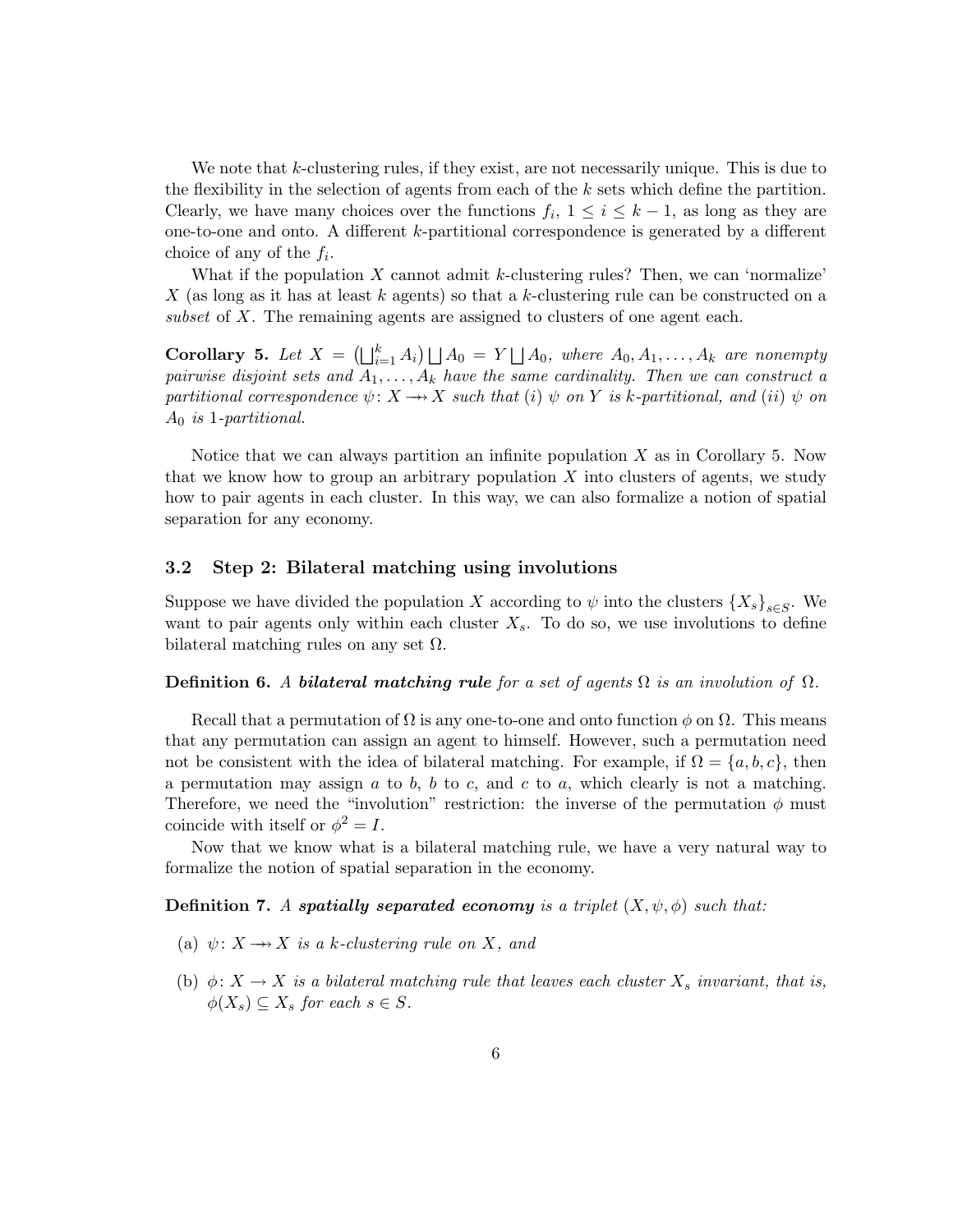We note that $k$-clustering rules, if they exist, are not necessarily unique. This is due to the flexibility in the selection of agents from each of the $k$ sets which define the partition. Clearly, we have many choices over the functions $f_i$, $1 \leq i \leq k-1$, as long as they are one-to-one and onto. A different $k$-partitional correspondence is generated by a different choice of any of the $f_i$.

What if the population $X$ cannot admit $k$-clustering rules? Then, we can 'normalize' $X$ (as long as it has at least $k$ agents) so that a $k$-clustering rule can be constructed on a *subset* of $X$. The remaining agents are assigned to clusters of one agent each.

**Corollary 5.** *Let $X = \left(\bigsqcup_{i=1}^{k} A_i\right) \bigsqcup A_0 = Y \bigsqcup A_0$, where $A_0, A_1, \ldots, A_k$ are nonempty pairwise disjoint sets and $A_1, \ldots, A_k$ have the same cardinality. Then we can construct a partitional correspondence $\psi \colon X \twoheadrightarrow X$ such that (i) $\psi$ on $Y$ is $k$-partitional, and (ii) $\psi$ on $A_0$ is 1-partitional.*

Notice that we can always partition an infinite population $X$ as in Corollary 5. Now that we know how to group an arbitrary population $X$ into clusters of agents, we study how to pair agents in each cluster. In this way, we can also formalize a notion of spatial separation for any economy.

### 3.2 Step 2: Bilateral matching using involutions

Suppose we have divided the population $X$ according to $\psi$ into the clusters $\{X_s\}_{s \in S}$. We want to pair agents only within each cluster $X_s$. To do so, we use involutions to define bilateral matching rules on any set $\Omega$.

**Definition 6.** *A* ***bilateral matching rule*** *for a set of agents $\Omega$ is an involution of $\Omega$.*

Recall that a permutation of $\Omega$ is any one-to-one and onto function $\phi$ on $\Omega$. This means that any permutation can assign an agent to himself. However, such a permutation need not be consistent with the idea of bilateral matching. For example, if $\Omega = \{a, b, c\}$, then a permutation may assign $a$ to $b$, $b$ to $c$, and $c$ to $a$, which clearly is not a matching. Therefore, we need the "involution" restriction: the inverse of the permutation $\phi$ must coincide with itself or $\phi^2 = I$.

Now that we know what is a bilateral matching rule, we have a very natural way to formalize the notion of spatial separation in the economy.

**Definition 7.** *A* ***spatially separated economy*** *is a triplet $(X, \psi, \phi)$ such that:*

(a) *$\psi \colon X \twoheadrightarrow X$ is a $k$-clustering rule on $X$, and*

(b) *$\phi \colon X \to X$ is a bilateral matching rule that leaves each cluster $X_s$ invariant, that is, $\phi(X_s) \subseteq X_s$ for each $s \in S$.*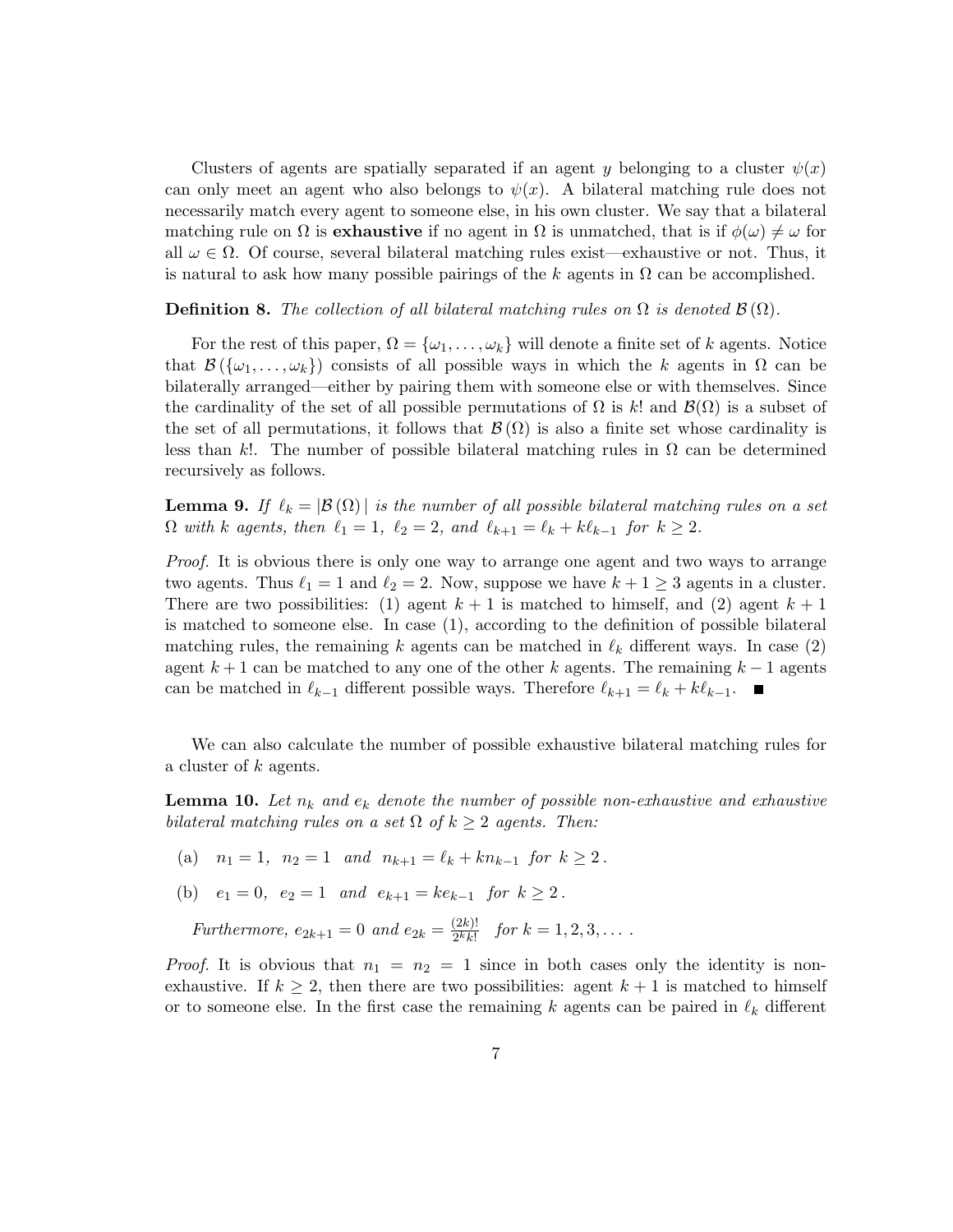Clusters of agents are spatially separated if an agent $y$ belonging to a cluster $\psi(x)$ can only meet an agent who also belongs to $\psi(x)$. A bilateral matching rule does not necessarily match every agent to someone else, in his own cluster. We say that a bilateral matching rule on $\Omega$ is **exhaustive** if no agent in $\Omega$ is unmatched, that is if $\phi(\omega) \neq \omega$ for all $\omega \in \Omega$. Of course, several bilateral matching rules exist—exhaustive or not. Thus, it is natural to ask how many possible pairings of the $k$ agents in $\Omega$ can be accomplished.

**Definition 8.** *The collection of all bilateral matching rules on $\Omega$ is denoted $\mathcal{B}(\Omega)$.*

For the rest of this paper, $\Omega = \{\omega_1, \ldots, \omega_k\}$ will denote a finite set of $k$ agents. Notice that $\mathcal{B}(\{\omega_1, \ldots, \omega_k\})$ consists of all possible ways in which the $k$ agents in $\Omega$ can be bilaterally arranged—either by pairing them with someone else or with themselves. Since the cardinality of the set of all possible permutations of $\Omega$ is $k!$ and $\mathcal{B}(\Omega)$ is a subset of the set of all permutations, it follows that $\mathcal{B}(\Omega)$ is also a finite set whose cardinality is less than $k!$. The number of possible bilateral matching rules in $\Omega$ can be determined recursively as follows.

**Lemma 9.** *If $\ell_k = |\mathcal{B}(\Omega)|$ is the number of all possible bilateral matching rules on a set $\Omega$ with $k$ agents, then $\ell_1 = 1$, $\ell_2 = 2$, and $\ell_{k+1} = \ell_k + k\ell_{k-1}$ for $k \geq 2$.*

*Proof.* It is obvious there is only one way to arrange one agent and two ways to arrange two agents. Thus $\ell_1 = 1$ and $\ell_2 = 2$. Now, suppose we have $k+1 \geq 3$ agents in a cluster. There are two possibilities: (1) agent $k+1$ is matched to himself, and (2) agent $k+1$ is matched to someone else. In case (1), according to the definition of possible bilateral matching rules, the remaining $k$ agents can be matched in $\ell_k$ different ways. In case (2) agent $k+1$ can be matched to any one of the other $k$ agents. The remaining $k-1$ agents can be matched in $\ell_{k-1}$ different possible ways. Therefore $\ell_{k+1} = \ell_k + k\ell_{k-1}$. ■

We can also calculate the number of possible exhaustive bilateral matching rules for a cluster of $k$ agents.

**Lemma 10.** *Let $n_k$ and $e_k$ denote the number of possible non-exhaustive and exhaustive bilateral matching rules on a set $\Omega$ of $k \geq 2$ agents. Then:*

(a) $n_1 = 1$, $n_2 = 1$ *and* $n_{k+1} = \ell_k + kn_{k-1}$ *for* $k \geq 2$.

(b) $e_1 = 0$, $e_2 = 1$ *and* $e_{k+1} = ke_{k-1}$ *for* $k \geq 2$.

*Furthermore,* $e_{2k+1} = 0$ *and* $e_{2k} = \frac{(2k)!}{2^k k!}$ *for* $k = 1, 2, 3, \ldots$.

*Proof.* It is obvious that $n_1 = n_2 = 1$ since in both cases only the identity is non-exhaustive. If $k \geq 2$, then there are two possibilities: agent $k+1$ is matched to himself or to someone else. In the first case the remaining $k$ agents can be paired in $\ell_k$ different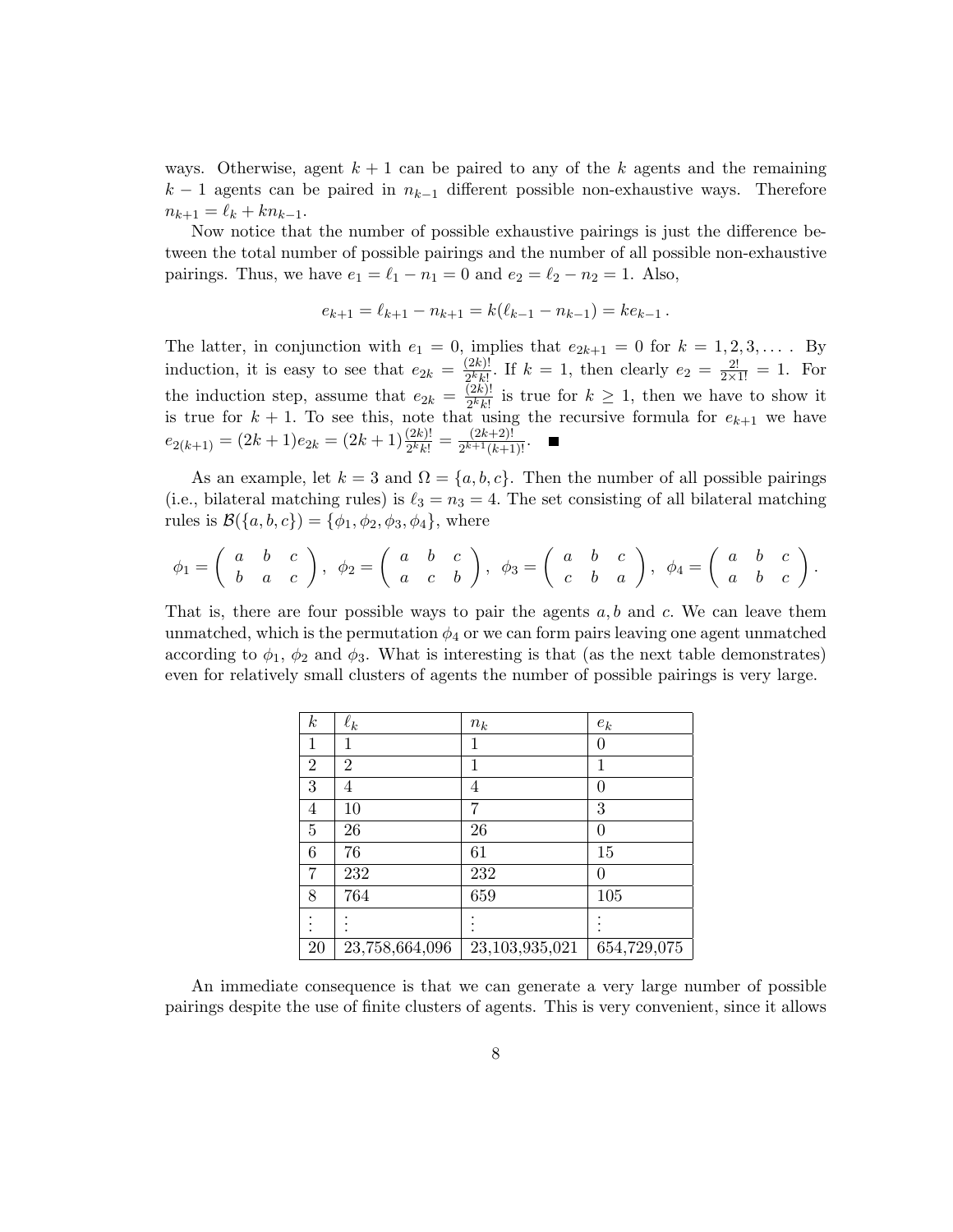ways. Otherwise, agent $k+1$ can be paired to any of the $k$ agents and the remaining $k-1$ agents can be paired in $n_{k-1}$ different possible non-exhaustive ways. Therefore $n_{k+1} = \ell_k + kn_{k-1}$.

Now notice that the number of possible exhaustive pairings is just the difference between the total number of possible pairings and the number of all possible non-exhaustive pairings. Thus, we have $e_1 = \ell_1 - n_1 = 0$ and $e_2 = \ell_2 - n_2 = 1$. Also,

$$e_{k+1} = \ell_{k+1} - n_{k+1} = k(\ell_{k-1} - n_{k-1}) = ke_{k-1}\,.$$

The latter, in conjunction with $e_1 = 0$, implies that $e_{2k+1} = 0$ for $k = 1, 2, 3, \ldots$ . By induction, it is easy to see that $e_{2k} = \frac{(2k)!}{2^k k!}$. If $k = 1$, then clearly $e_2 = \frac{2!}{2\times 1!} = 1$. For the induction step, assume that $e_{2k} = \frac{(2k)!}{2^k k!}$ is true for $k \geq 1$, then we have to show it is true for $k+1$. To see this, note that using the recursive formula for $e_{k+1}$ we have $e_{2(k+1)} = (2k+1)e_{2k} = (2k+1)\frac{(2k)!}{2^k k!} = \frac{(2k+2)!}{2^{k+1}(k+1)!}$. ■

As an example, let $k = 3$ and $\Omega = \{a, b, c\}$. Then the number of all possible pairings (i.e., bilateral matching rules) is $\ell_3 = n_3 = 4$. The set consisting of all bilateral matching rules is $\mathcal{B}(\{a, b, c\}) = \{\phi_1, \phi_2, \phi_3, \phi_4\}$, where

$$\phi_1 = \begin{pmatrix} a & b & c \\ b & a & c \end{pmatrix},\ \phi_2 = \begin{pmatrix} a & b & c \\ a & c & b \end{pmatrix},\ \phi_3 = \begin{pmatrix} a & b & c \\ c & b & a \end{pmatrix},\ \phi_4 = \begin{pmatrix} a & b & c \\ a & b & c \end{pmatrix}.$$

That is, there are four possible ways to pair the agents $a, b$ and $c$. We can leave them unmatched, which is the permutation $\phi_4$ or we can form pairs leaving one agent unmatched according to $\phi_1$, $\phi_2$ and $\phi_3$. What is interesting is that (as the next table demonstrates) even for relatively small clusters of agents the number of possible pairings is very large.

| $k$ | $\ell_k$ | $n_k$ | $e_k$ |
|---|---|---|---|
| 1 | 1 | 1 | 0 |
| 2 | 2 | 1 | 1 |
| 3 | 4 | 4 | 0 |
| 4 | 10 | 7 | 3 |
| 5 | 26 | 26 | 0 |
| 6 | 76 | 61 | 15 |
| 7 | 232 | 232 | 0 |
| 8 | 764 | 659 | 105 |
| ⋮ | ⋮ | ⋮ | ⋮ |
| 20 | 23,758,664,096 | 23,103,935,021 | 654,729,075 |

An immediate consequence is that we can generate a very large number of possible pairings despite the use of finite clusters of agents. This is very convenient, since it allows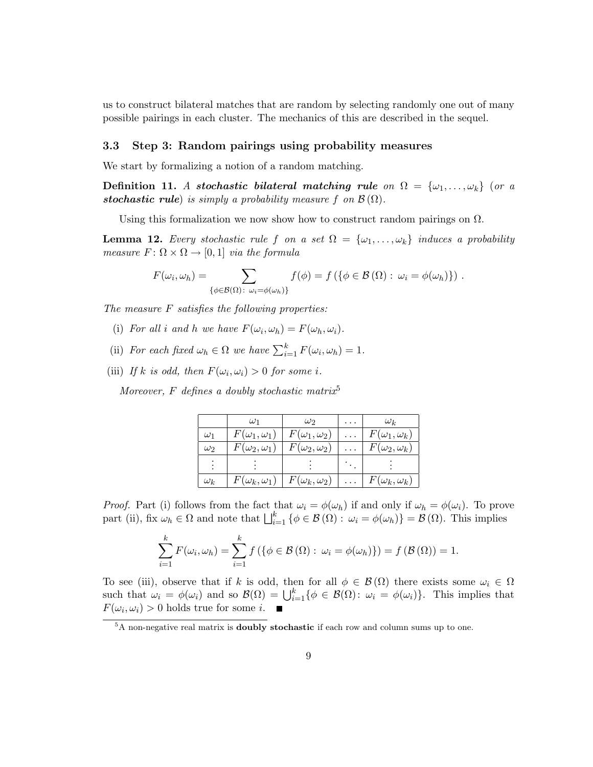us to construct bilateral matches that are random by selecting randomly one out of many possible pairings in each cluster. The mechanics of this are described in the sequel.

### 3.3 Step 3: Random pairings using probability measures

We start by formalizing a notion of a random matching.

**Definition 11.** *A* ***stochastic bilateral matching rule*** *on* $\Omega = \{\omega_1, \ldots, \omega_k\}$ *(or a* ***stochastic rule****) is simply a probability measure* $f$ *on* $\mathcal{B}(\Omega)$.

Using this formalization we now show how to construct random pairings on $\Omega$.

**Lemma 12.** *Every stochastic rule* $f$ *on a set* $\Omega = \{\omega_1, \ldots, \omega_k\}$ *induces a probability measure* $F\colon \Omega \times \Omega \to [0, 1]$ *via the formula*

$$F(\omega_i, \omega_h) = \sum_{\{\phi \in \mathcal{B}(\Omega) :\ \omega_i = \phi(\omega_h)\}} f(\phi) = f\left(\{\phi \in \mathcal{B}(\Omega) :\ \omega_i = \phi(\omega_h)\}\right).$$

*The measure* $F$ *satisfies the following properties:*

(i) *For all* $i$ *and* $h$ *we have* $F(\omega_i, \omega_h) = F(\omega_h, \omega_i)$.

(ii) *For each fixed* $\omega_h \in \Omega$ *we have* $\sum_{i=1}^{k} F(\omega_i, \omega_h) = 1$.

(iii) *If* $k$ *is odd, then* $F(\omega_i, \omega_i) > 0$ *for some* $i$.

*Moreover,* $F$ *defines a doubly stochastic matrix*[5]

| | $\omega_1$ | $\omega_2$ | $\ldots$ | $\omega_k$ |
|---|---|---|---|---|
| $\omega_1$ | $F(\omega_1, \omega_1)$ | $F(\omega_1, \omega_2)$ | $\ldots$ | $F(\omega_1, \omega_k)$ |
| $\omega_2$ | $F(\omega_2, \omega_1)$ | $F(\omega_2, \omega_2)$ | $\ldots$ | $F(\omega_2, \omega_k)$ |
| $\vdots$ | $\vdots$ | $\vdots$ | $\ddots$ | $\vdots$ |
| $\omega_k$ | $F(\omega_k, \omega_1)$ | $F(\omega_k, \omega_2)$ | $\ldots$ | $F(\omega_k, \omega_k)$ |

*Proof.* Part (i) follows from the fact that $\omega_i = \phi(\omega_h)$ if and only if $\omega_h = \phi(\omega_i)$. To prove part (ii), fix $\omega_h \in \Omega$ and note that $\bigsqcup_{i=1}^{k} \{\phi \in \mathcal{B}(\Omega) :\ \omega_i = \phi(\omega_h)\} = \mathcal{B}(\Omega)$. This implies

$$\sum_{i=1}^{k} F(\omega_i, \omega_h) = \sum_{i=1}^{k} f\left(\{\phi \in \mathcal{B}(\Omega) :\ \omega_i = \phi(\omega_h)\}\right) = f\left(\mathcal{B}(\Omega)\right) = 1.$$

To see (iii), observe that if $k$ is odd, then for all $\phi \in \mathcal{B}(\Omega)$ there exists some $\omega_i \in \Omega$ such that $\omega_i = \phi(\omega_i)$ and so $\mathcal{B}(\Omega) = \bigcup_{i=1}^{k} \{\phi \in \mathcal{B}(\Omega)\colon \omega_i = \phi(\omega_i)\}$. This implies that $F(\omega_i, \omega_i) > 0$ holds true for some $i$. ■

[5] A non-negative real matrix is **doubly stochastic** if each row and column sums up to one.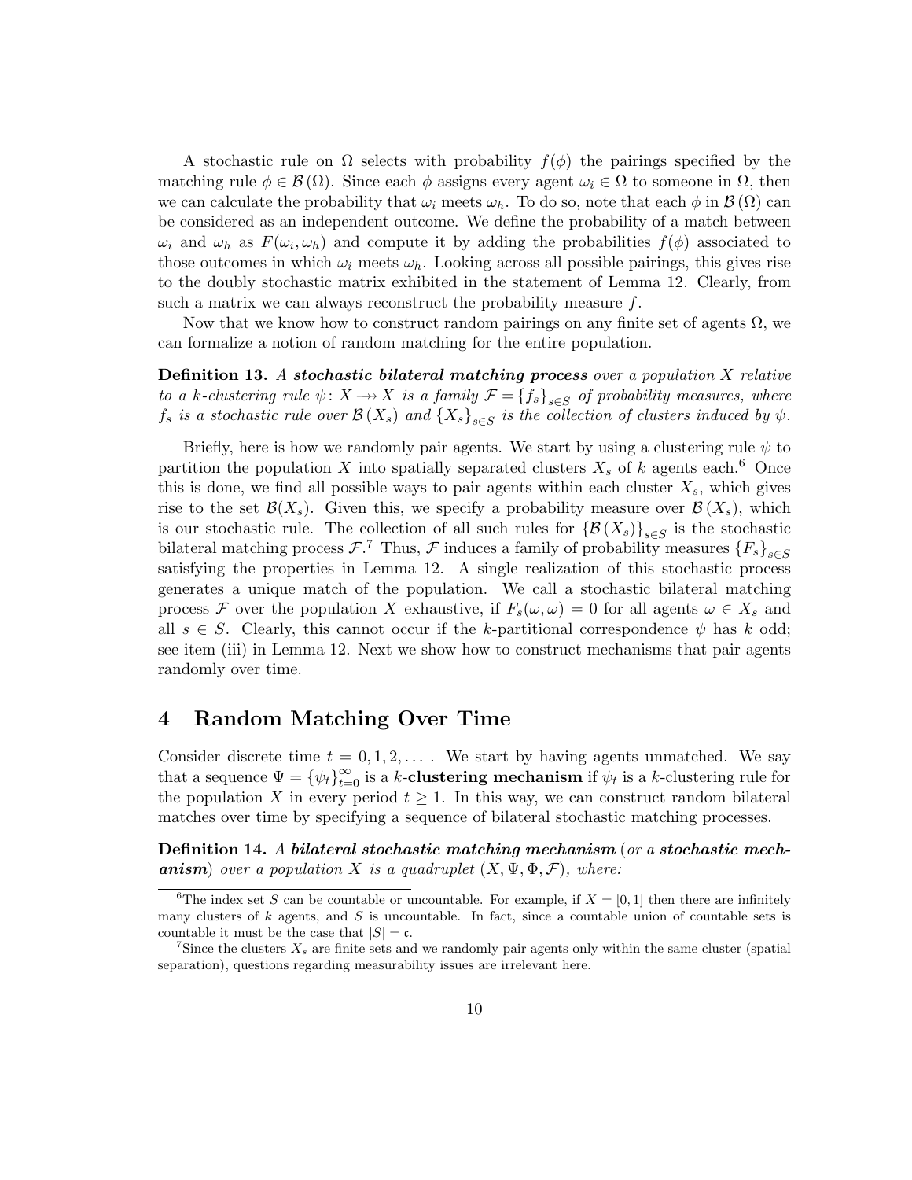A stochastic rule on $\Omega$ selects with probability $f(\phi)$ the pairings specified by the matching rule $\phi \in \mathcal{B}(\Omega)$. Since each $\phi$ assigns every agent $\omega_i \in \Omega$ to someone in $\Omega$, then we can calculate the probability that $\omega_i$ meets $\omega_h$. To do so, note that each $\phi$ in $\mathcal{B}(\Omega)$ can be considered as an independent outcome. We define the probability of a match between $\omega_i$ and $\omega_h$ as $F(\omega_i, \omega_h)$ and compute it by adding the probabilities $f(\phi)$ associated to those outcomes in which $\omega_i$ meets $\omega_h$. Looking across all possible pairings, this gives rise to the doubly stochastic matrix exhibited in the statement of Lemma 12. Clearly, from such a matrix we can always reconstruct the probability measure $f$.

Now that we know how to construct random pairings on any finite set of agents $\Omega$, we can formalize a notion of random matching for the entire population.

**Definition 13.** *A* ***stochastic bilateral matching process*** *over a population $X$ relative to a $k$-clustering rule $\psi\colon X \twoheadrightarrow X$ is a family $\mathcal{F} = \{f_s\}_{s \in S}$ of probability measures, where $f_s$ is a stochastic rule over $\mathcal{B}(X_s)$ and $\{X_s\}_{s \in S}$ is the collection of clusters induced by $\psi$.*

Briefly, here is how we randomly pair agents. We start by using a clustering rule $\psi$ to partition the population $X$ into spatially separated clusters $X_s$ of $k$ agents each.[6] Once this is done, we find all possible ways to pair agents within each cluster $X_s$, which gives rise to the set $\mathcal{B}(X_s)$. Given this, we specify a probability measure over $\mathcal{B}(X_s)$, which is our stochastic rule. The collection of all such rules for $\{\mathcal{B}(X_s)\}_{s \in S}$ is the stochastic bilateral matching process $\mathcal{F}$.[7] Thus, $\mathcal{F}$ induces a family of probability measures $\{F_s\}_{s \in S}$ satisfying the properties in Lemma 12. A single realization of this stochastic process generates a unique match of the population. We call a stochastic bilateral matching process $\mathcal{F}$ over the population $X$ exhaustive, if $F_s(\omega, \omega) = 0$ for all agents $\omega \in X_s$ and all $s \in S$. Clearly, this cannot occur if the $k$-partitional correspondence $\psi$ has $k$ odd; see item (iii) in Lemma 12. Next we show how to construct mechanisms that pair agents randomly over time.

## 4 Random Matching Over Time

Consider discrete time $t = 0, 1, 2, \ldots$ . We start by having agents unmatched. We say that a sequence $\Psi = \{\psi_t\}_{t=0}^{\infty}$ is a $k$-**clustering mechanism** if $\psi_t$ is a $k$-clustering rule for the population $X$ in every period $t \geq 1$. In this way, we can construct random bilateral matches over time by specifying a sequence of bilateral stochastic matching processes.

**Definition 14.** *A* ***bilateral stochastic matching mechanism*** *(or a* ***stochastic mechanism****) over a population $X$ is a quadruplet $(X, \Psi, \Phi, \mathcal{F})$, where:*

---

[6] The index set $S$ can be countable or uncountable. For example, if $X = [0, 1]$ then there are infinitely many clusters of $k$ agents, and $S$ is uncountable. In fact, since a countable union of countable sets is countable it must be the case that $|S| = \mathfrak{c}$.

[7] Since the clusters $X_s$ are finite sets and we randomly pair agents only within the same cluster (spatial separation), questions regarding measurability issues are irrelevant here.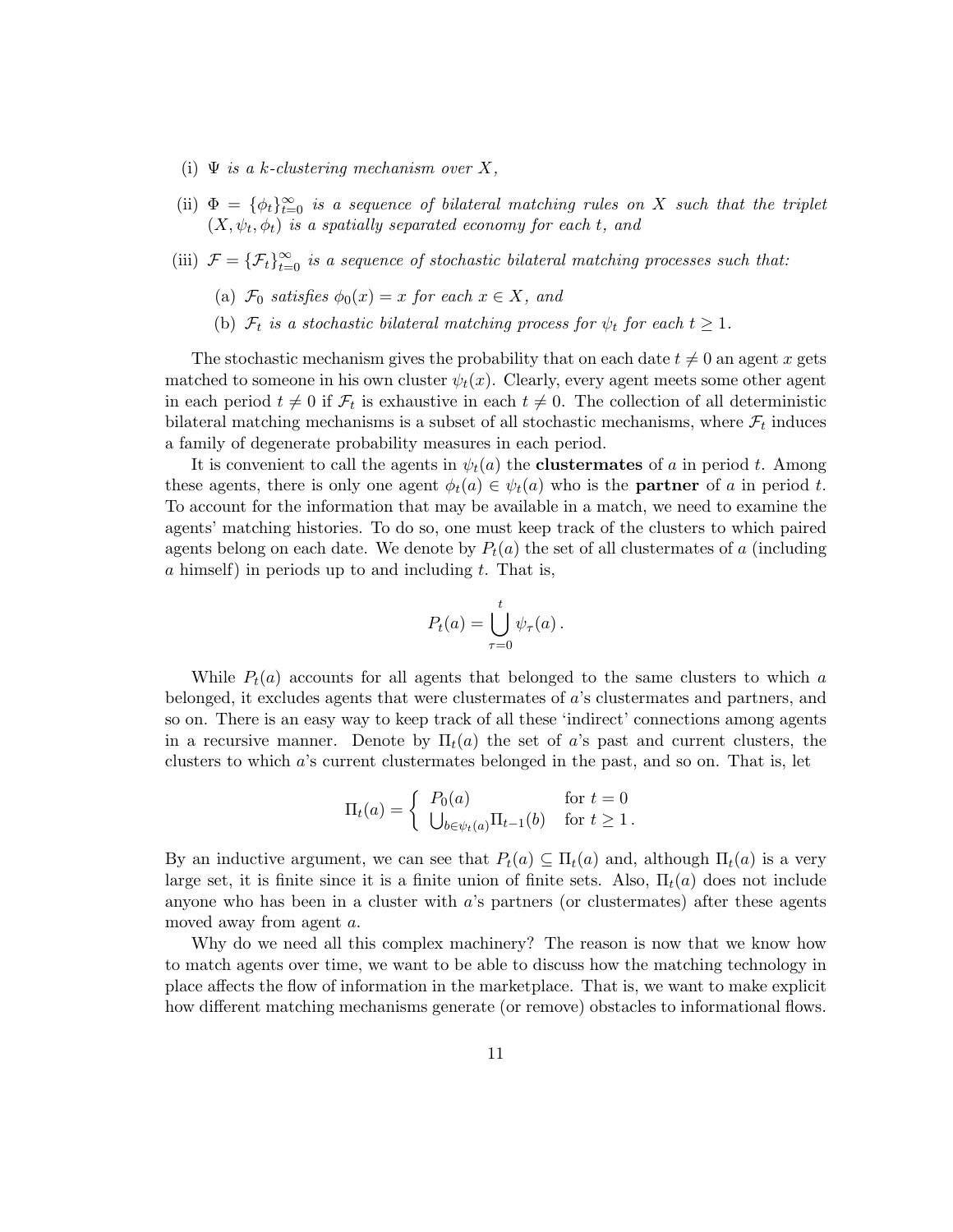(i) $\Psi$ *is a k-clustering mechanism over* $X$,

(ii) $\Phi = \{\phi_t\}_{t=0}^{\infty}$ *is a sequence of bilateral matching rules on* $X$ *such that the triplet* $(X, \psi_t, \phi_t)$ *is a spatially separated economy for each* $t$, *and*

(iii) $\mathcal{F} = \{\mathcal{F}_t\}_{t=0}^{\infty}$ *is a sequence of stochastic bilateral matching processes such that:*

   (a) $\mathcal{F}_0$ *satisfies* $\phi_0(x) = x$ *for each* $x \in X$, *and*

   (b) $\mathcal{F}_t$ *is a stochastic bilateral matching process for* $\psi_t$ *for each* $t \geq 1$.

The stochastic mechanism gives the probability that on each date $t \neq 0$ an agent $x$ gets matched to someone in his own cluster $\psi_t(x)$. Clearly, every agent meets some other agent in each period $t \neq 0$ if $\mathcal{F}_t$ is exhaustive in each $t \neq 0$. The collection of all deterministic bilateral matching mechanisms is a subset of all stochastic mechanisms, where $\mathcal{F}_t$ induces a family of degenerate probability measures in each period.

It is convenient to call the agents in $\psi_t(a)$ the **clustermates** of $a$ in period $t$. Among these agents, there is only one agent $\phi_t(a) \in \psi_t(a)$ who is the **partner** of $a$ in period $t$. To account for the information that may be available in a match, we need to examine the agents' matching histories. To do so, one must keep track of the clusters to which paired agents belong on each date. We denote by $P_t(a)$ the set of all clustermates of $a$ (including $a$ himself) in periods up to and including $t$. That is,

$$P_t(a) = \bigcup_{\tau=0}^{t} \psi_\tau(a) .$$

While $P_t(a)$ accounts for all agents that belonged to the same clusters to which $a$ belonged, it excludes agents that were clustermates of $a$'s clustermates and partners, and so on. There is an easy way to keep track of all these 'indirect' connections among agents in a recursive manner. Denote by $\Pi_t(a)$ the set of $a$'s past and current clusters, the clusters to which $a$'s current clustermates belonged in the past, and so on. That is, let

$$\Pi_t(a) = \begin{cases} P_0(a) & \text{for } t = 0 \\ \bigcup_{b \in \psi_t(a)} \Pi_{t-1}(b) & \text{for } t \geq 1 . \end{cases}$$

By an inductive argument, we can see that $P_t(a) \subseteq \Pi_t(a)$ and, although $\Pi_t(a)$ is a very large set, it is finite since it is a finite union of finite sets. Also, $\Pi_t(a)$ does not include anyone who has been in a cluster with $a$'s partners (or clustermates) after these agents moved away from agent $a$.

Why do we need all this complex machinery? The reason is now that we know how to match agents over time, we want to be able to discuss how the matching technology in place affects the flow of information in the marketplace. That is, we want to make explicit how different matching mechanisms generate (or remove) obstacles to informational flows.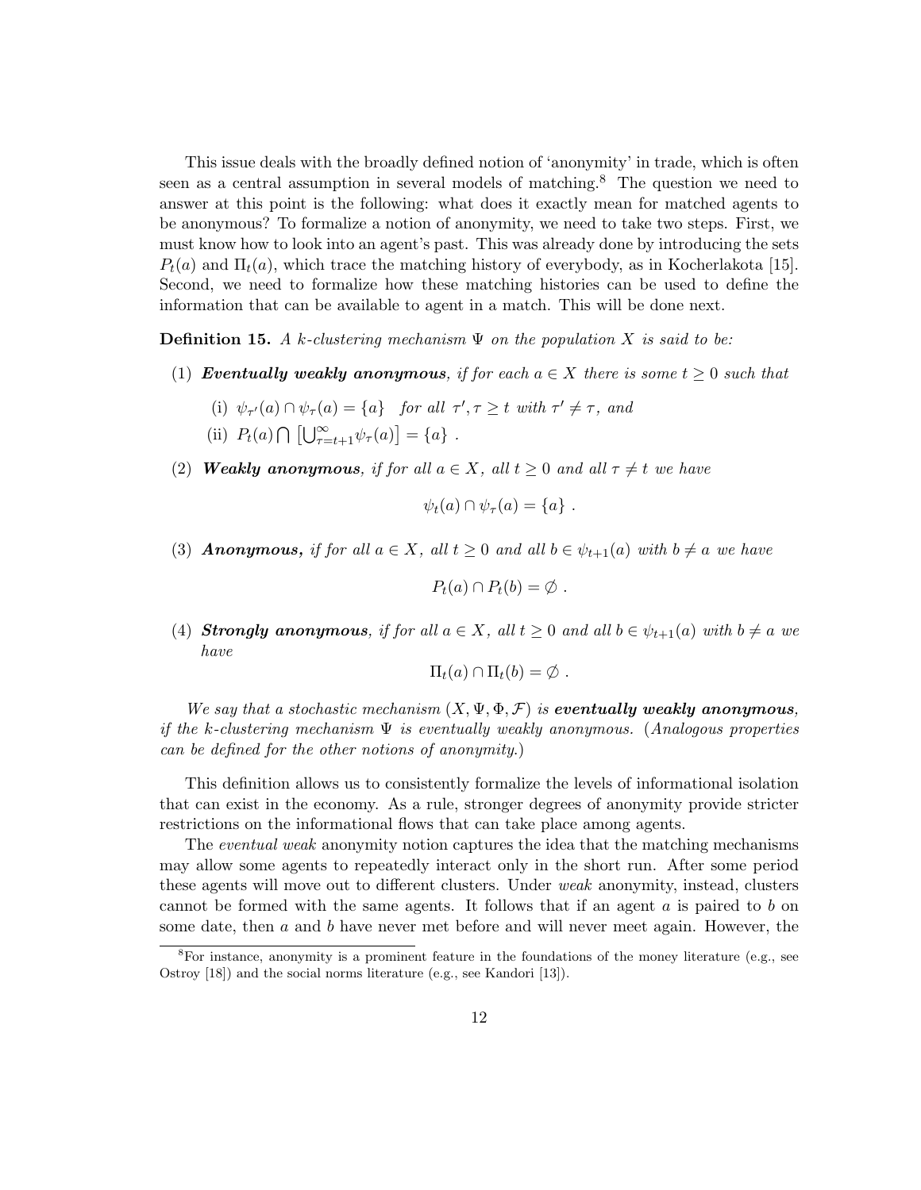This issue deals with the broadly defined notion of 'anonymity' in trade, which is often seen as a central assumption in several models of matching.[8] The question we need to answer at this point is the following: what does it exactly mean for matched agents to be anonymous? To formalize a notion of anonymity, we need to take two steps. First, we must know how to look into an agent's past. This was already done by introducing the sets $P_t(a)$ and $\Pi_t(a)$, which trace the matching history of everybody, as in Kocherlakota [15]. Second, we need to formalize how these matching histories can be used to define the information that can be available to agent in a match. This will be done next.

**Definition 15.** *A k-clustering mechanism $\Psi$ on the population $X$ is said to be:*

(1) ***Eventually weakly anonymous****, if for each $a \in X$ there is some $t \geq 0$ such that*

  (i) $\psi_{\tau'}(a) \cap \psi_\tau(a) = \{a\}$ *for all $\tau', \tau \geq t$ with $\tau' \neq \tau$, and*

  (ii) $P_t(a) \bigcap \left[\bigcup_{\tau=t+1}^{\infty} \psi_\tau(a)\right] = \{a\}$ .

(2) ***Weakly anonymous****, if for all $a \in X$, all $t \geq 0$ and all $\tau \neq t$ we have*

$$\psi_t(a) \cap \psi_\tau(a) = \{a\} \ .$$

(3) ***Anonymous,*** *if for all $a \in X$, all $t \geq 0$ and all $b \in \psi_{t+1}(a)$ with $b \neq a$ we have*

$$P_t(a) \cap P_t(b) = \emptyset \ .$$

(4) ***Strongly anonymous****, if for all $a \in X$, all $t \geq 0$ and all $b \in \psi_{t+1}(a)$ with $b \neq a$ we have*

$$\Pi_t(a) \cap \Pi_t(b) = \emptyset \ .$$

*We say that a stochastic mechanism $(X, \Psi, \Phi, \mathcal{F})$ is* ***eventually weakly anonymous****, if the k-clustering mechanism $\Psi$ is eventually weakly anonymous. (Analogous properties can be defined for the other notions of anonymity.)*

This definition allows us to consistently formalize the levels of informational isolation that can exist in the economy. As a rule, stronger degrees of anonymity provide stricter restrictions on the informational flows that can take place among agents.

The *eventual weak* anonymity notion captures the idea that the matching mechanisms may allow some agents to repeatedly interact only in the short run. After some period these agents will move out to different clusters. Under *weak* anonymity, instead, clusters cannot be formed with the same agents. It follows that if an agent $a$ is paired to $b$ on some date, then $a$ and $b$ have never met before and will never meet again. However, the

[8] For instance, anonymity is a prominent feature in the foundations of the money literature (e.g., see Ostroy [18]) and the social norms literature (e.g., see Kandori [13]).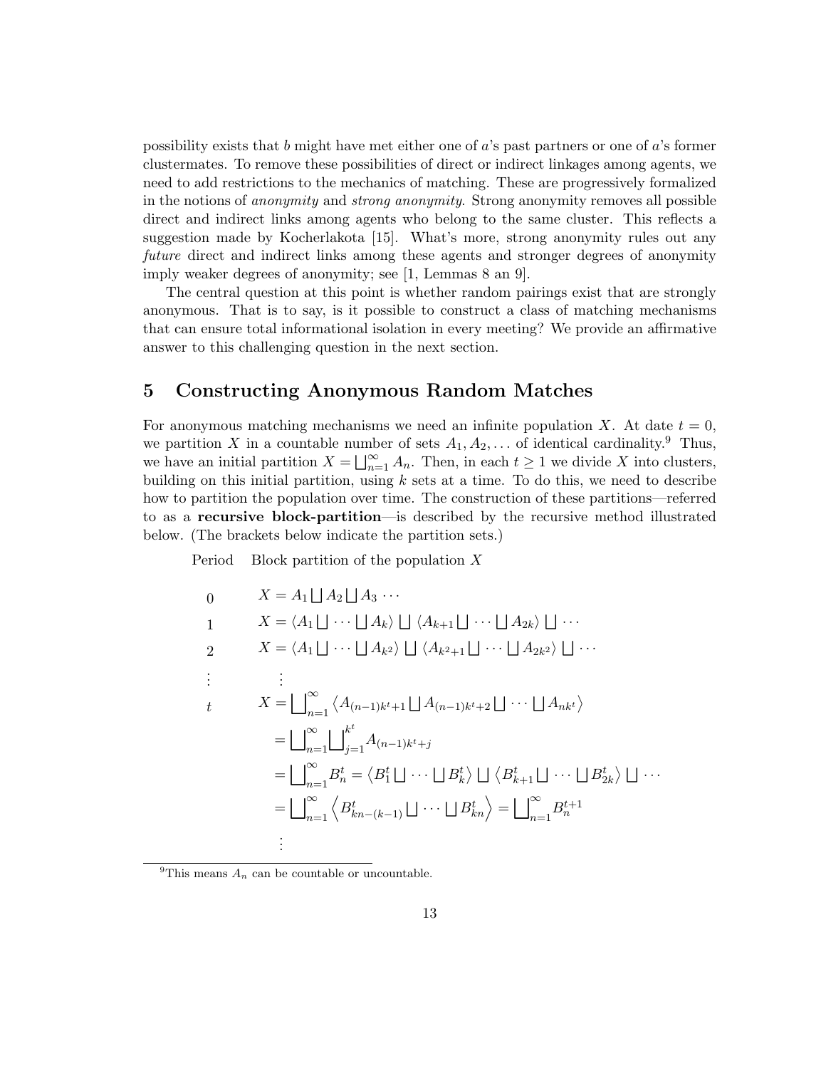possibility exists that $b$ might have met either one of $a$'s past partners or one of $a$'s former clustermates. To remove these possibilities of direct or indirect linkages among agents, we need to add restrictions to the mechanics of matching. These are progressively formalized in the notions of *anonymity* and *strong anonymity*. Strong anonymity removes all possible direct and indirect links among agents who belong to the same cluster. This reflects a suggestion made by Kocherlakota [15]. What's more, strong anonymity rules out any *future* direct and indirect links among these agents and stronger degrees of anonymity imply weaker degrees of anonymity; see [1, Lemmas 8 an 9].

The central question at this point is whether random pairings exist that are strongly anonymous. That is to say, is it possible to construct a class of matching mechanisms that can ensure total informational isolation in every meeting? We provide an affirmative answer to this challenging question in the next section.

## 5 Constructing Anonymous Random Matches

For anonymous matching mechanisms we need an infinite population $X$. At date $t = 0$, we partition $X$ in a countable number of sets $A_1, A_2, \ldots$ of identical cardinality.[9] Thus, we have an initial partition $X = \bigsqcup_{n=1}^{\infty} A_n$. Then, in each $t \geq 1$ we divide $X$ into clusters, building on this initial partition, using $k$ sets at a time. To do this, we need to describe how to partition the population over time. The construction of these partitions—referred to as a **recursive block-partition**—is described by the recursive method illustrated below. (The brackets below indicate the partition sets.)

Period Block partition of the population $X$

$$
\begin{array}{ll}
0 & X = A_1 \bigsqcup A_2 \bigsqcup A_3 \cdots \\
1 & X = \langle A_1 \bigsqcup \cdots \bigsqcup A_k \rangle \bigsqcup \langle A_{k+1} \bigsqcup \cdots \bigsqcup A_{2k} \rangle \bigsqcup \cdots \\
2 & X = \langle A_1 \bigsqcup \cdots \bigsqcup A_{k^2} \rangle \bigsqcup \langle A_{k^2+1} \bigsqcup \cdots \bigsqcup A_{2k^2} \rangle \bigsqcup \cdots \\
\vdots & \quad \vdots \\
t & X = \bigsqcup_{n=1}^{\infty} \left\langle A_{(n-1)k^t+1} \bigsqcup A_{(n-1)k^t+2} \bigsqcup \cdots \bigsqcup A_{nk^t} \right\rangle \\
 & \quad = \bigsqcup_{n=1}^{\infty} \bigsqcup_{j=1}^{k^t} A_{(n-1)k^t+j} \\
 & \quad = \bigsqcup_{n=1}^{\infty} B_n^t = \left\langle B_1^t \bigsqcup \cdots \bigsqcup B_k^t \right\rangle \bigsqcup \left\langle B_{k+1}^t \bigsqcup \cdots \bigsqcup B_{2k}^t \right\rangle \bigsqcup \cdots \\
 & \quad = \bigsqcup_{n=1}^{\infty} \left\langle B_{kn-(k-1)}^t \bigsqcup \cdots \bigsqcup B_{kn}^t \right\rangle = \bigsqcup_{n=1}^{\infty} B_n^{t+1} \\
 & \quad \vdots
\end{array}
$$

[9] This means $A_n$ can be countable or uncountable.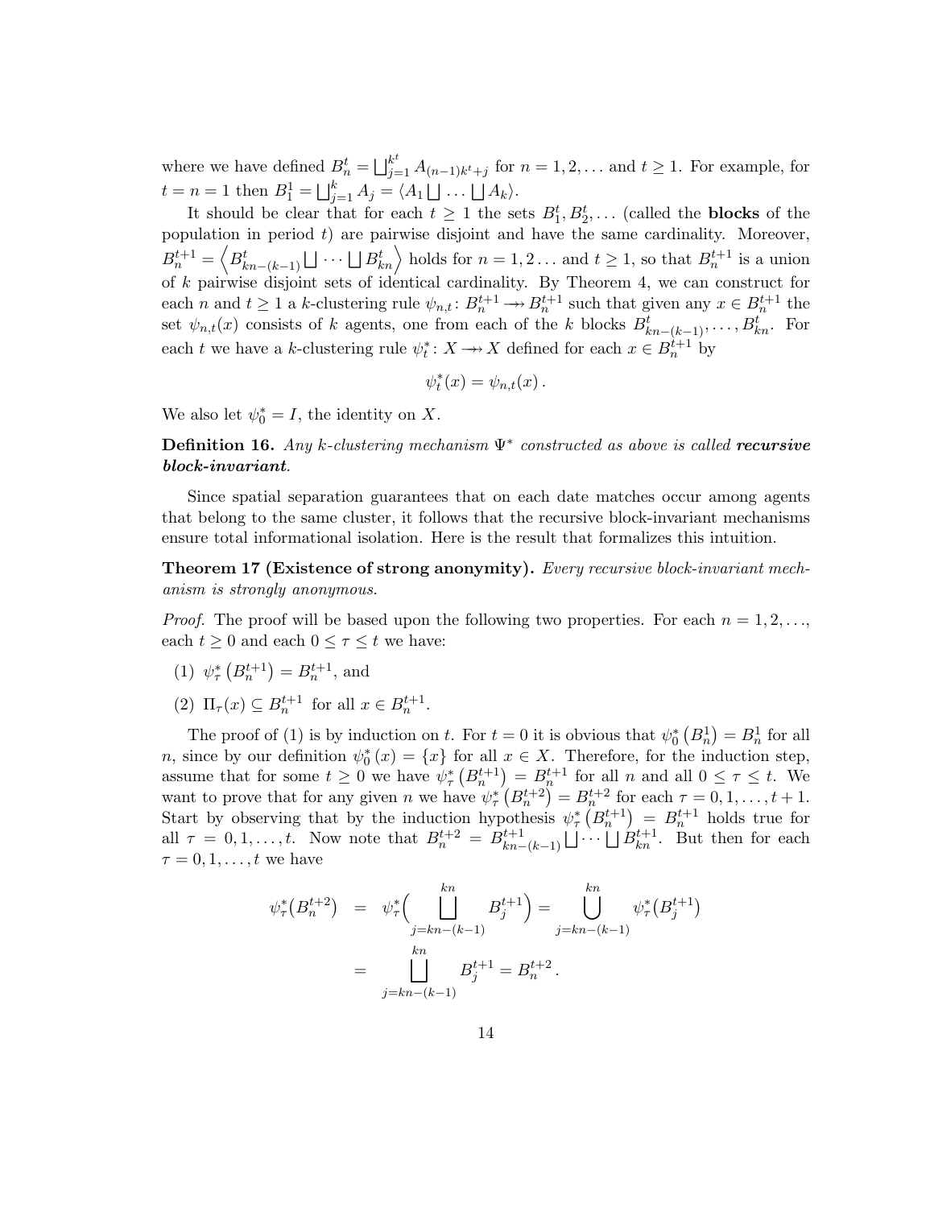where we have defined $B_n^t = \bigsqcup_{j=1}^{k^t} A_{(n-1)k^t+j}$ for $n = 1, 2, \ldots$ and $t \geq 1$. For example, for $t = n = 1$ then $B_1^1 = \bigsqcup_{j=1}^{k} A_j = \langle A_1 \bigsqcup \ldots \bigsqcup A_k \rangle$.

It should be clear that for each $t \geq 1$ the sets $B_1^t, B_2^t, \ldots$ (called the **blocks** of the population in period $t$) are pairwise disjoint and have the same cardinality. Moreover, $B_n^{t+1} = \left\langle B_{kn-(k-1)}^t \bigsqcup \cdots \bigsqcup B_{kn}^t \right\rangle$ holds for $n = 1, 2 \ldots$ and $t \geq 1$, so that $B_n^{t+1}$ is a union of $k$ pairwise disjoint sets of identical cardinality. By Theorem 4, we can construct for each $n$ and $t \geq 1$ a $k$-clustering rule $\psi_{n,t} \colon B_n^{t+1} \twoheadrightarrow B_n^{t+1}$ such that given any $x \in B_n^{t+1}$ the set $\psi_{n,t}(x)$ consists of $k$ agents, one from each of the $k$ blocks $B_{kn-(k-1)}^t, \ldots, B_{kn}^t$. For each $t$ we have a $k$-clustering rule $\psi_t^* \colon X \twoheadrightarrow X$ defined for each $x \in B_n^{t+1}$ by

$$\psi_t^*(x) = \psi_{n,t}(x)\,.$$

We also let $\psi_0^* = I$, the identity on $X$.

**Definition 16.** *Any $k$-clustering mechanism $\Psi^*$ constructed as above is called **recursive block-invariant**.*

Since spatial separation guarantees that on each date matches occur among agents that belong to the same cluster, it follows that the recursive block-invariant mechanisms ensure total informational isolation. Here is the result that formalizes this intuition.

**Theorem 17 (Existence of strong anonymity).** *Every recursive block-invariant mechanism is strongly anonymous.*

*Proof.* The proof will be based upon the following two properties. For each $n = 1, 2, \ldots$, each $t \geq 0$ and each $0 \leq \tau \leq t$ we have:

(1) $\psi_\tau^*\left(B_n^{t+1}\right) = B_n^{t+1}$, and

(2) $\Pi_\tau(x) \subseteq B_n^{t+1}$ for all $x \in B_n^{t+1}$.

The proof of (1) is by induction on $t$. For $t = 0$ it is obvious that $\psi_0^*\left(B_n^1\right) = B_n^1$ for all $n$, since by our definition $\psi_0^*(x) = \{x\}$ for all $x \in X$. Therefore, for the induction step, assume that for some $t \geq 0$ we have $\psi_\tau^*\left(B_n^{t+1}\right) = B_n^{t+1}$ for all $n$ and all $0 \leq \tau \leq t$. We want to prove that for any given $n$ we have $\psi_\tau^*\left(B_n^{t+2}\right) = B_n^{t+2}$ for each $\tau = 0, 1, \ldots, t+1$. Start by observing that by the induction hypothesis $\psi_\tau^*\left(B_n^{t+1}\right) = B_n^{t+1}$ holds true for all $\tau = 0, 1, \ldots, t$. Now note that $B_n^{t+2} = B_{kn-(k-1)}^{t+1} \bigsqcup \cdots \bigsqcup B_{kn}^{t+1}$. But then for each $\tau = 0, 1, \ldots, t$ we have

$$\begin{aligned}
\psi_\tau^*\big(B_n^{t+2}\big) &= \psi_\tau^*\Big(\bigsqcup_{j=kn-(k-1)}^{kn} B_j^{t+1}\Big) = \bigcup_{j=kn-(k-1)}^{kn} \psi_\tau^*\big(B_j^{t+1}\big) \\
&= \bigsqcup_{j=kn-(k-1)}^{kn} B_j^{t+1} = B_n^{t+2}\,.
\end{aligned}$$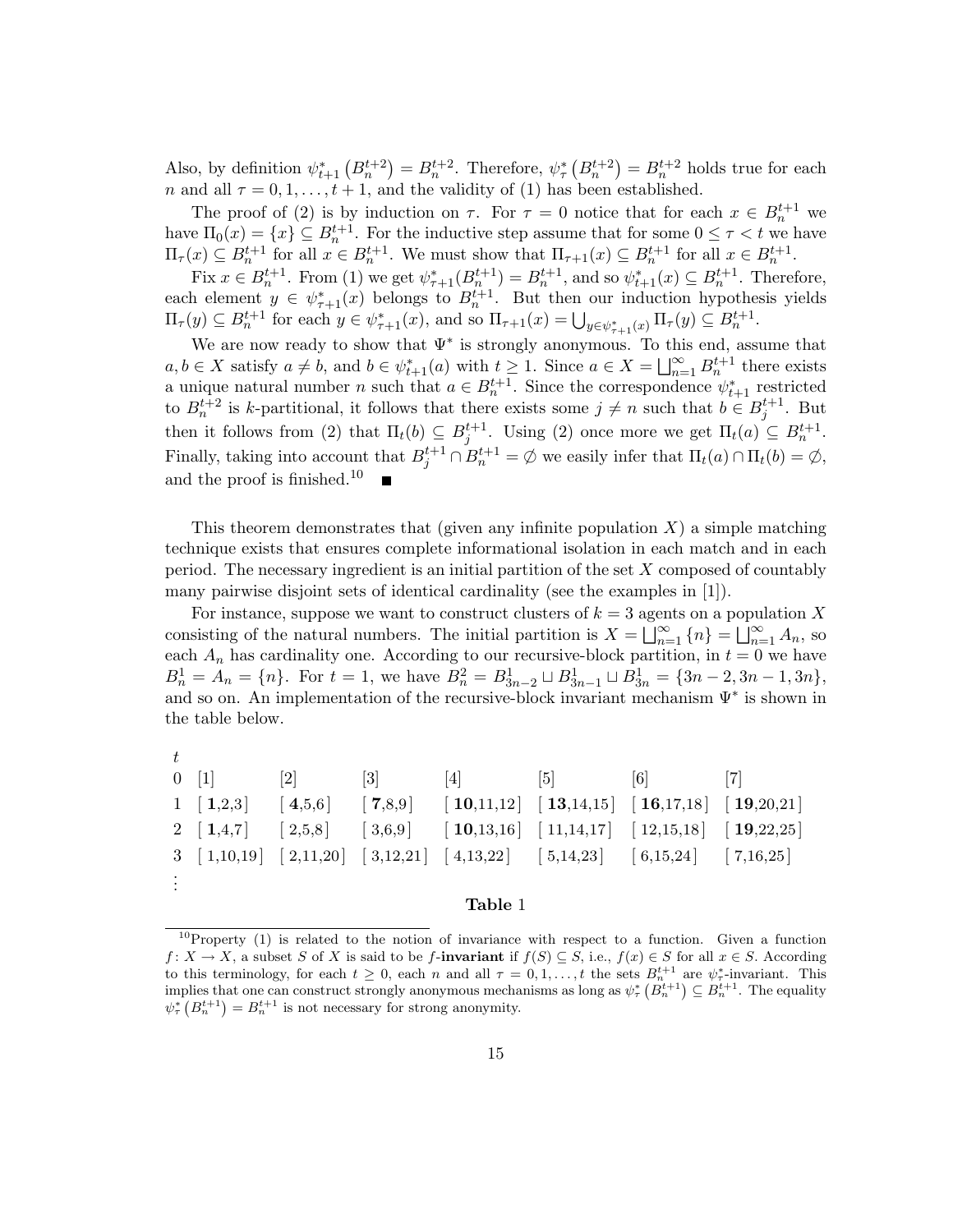Also, by definition $\psi^*_{t+1}\left(B_n^{t+2}\right) = B_n^{t+2}$. Therefore, $\psi^*_\tau\left(B_n^{t+2}\right) = B_n^{t+2}$ holds true for each $n$ and all $\tau = 0, 1, \ldots, t+1$, and the validity of (1) has been established.

The proof of (2) is by induction on $\tau$. For $\tau = 0$ notice that for each $x \in B_n^{t+1}$ we have $\Pi_0(x) = \{x\} \subseteq B_n^{t+1}$. For the inductive step assume that for some $0 \leq \tau < t$ we have $\Pi_\tau(x) \subseteq B_n^{t+1}$ for all $x \in B_n^{t+1}$. We must show that $\Pi_{\tau+1}(x) \subseteq B_n^{t+1}$ for all $x \in B_n^{t+1}$.

Fix $x \in B_n^{t+1}$. From (1) we get $\psi^*_{\tau+1}(B_n^{t+1}) = B_n^{t+1}$, and so $\psi^*_{t+1}(x) \subseteq B_n^{t+1}$. Therefore, each element $y \in \psi^*_{\tau+1}(x)$ belongs to $B_n^{t+1}$. But then our induction hypothesis yields $\Pi_\tau(y) \subseteq B_n^{t+1}$ for each $y \in \psi^*_{\tau+1}(x)$, and so $\Pi_{\tau+1}(x) = \bigcup_{y \in \psi^*_{\tau+1}(x)} \Pi_\tau(y) \subseteq B_n^{t+1}$.

We are now ready to show that $\Psi^*$ is strongly anonymous. To this end, assume that $a, b \in X$ satisfy $a \neq b$, and $b \in \psi^*_{t+1}(a)$ with $t \geq 1$. Since $a \in X = \bigsqcup_{n=1}^\infty B_n^{t+1}$ there exists a unique natural number $n$ such that $a \in B_n^{t+1}$. Since the correspondence $\psi^*_{t+1}$ restricted to $B_n^{t+2}$ is $k$-partitional, it follows that there exists some $j \neq n$ such that $b \in B_j^{t+1}$. But then it follows from (2) that $\Pi_t(b) \subseteq B_j^{t+1}$. Using (2) once more we get $\Pi_t(a) \subseteq B_n^{t+1}$. Finally, taking into account that $B_j^{t+1} \cap B_n^{t+1} = \emptyset$ we easily infer that $\Pi_t(a) \cap \Pi_t(b) = \emptyset$, and the proof is finished.[10] ■

This theorem demonstrates that (given any infinite population $X$) a simple matching technique exists that ensures complete informational isolation in each match and in each period. The necessary ingredient is an initial partition of the set $X$ composed of countably many pairwise disjoint sets of identical cardinality (see the examples in [1]).

For instance, suppose we want to construct clusters of $k = 3$ agents on a population $X$ consisting of the natural numbers. The initial partition is $X = \bigsqcup_{n=1}^\infty \{n\} = \bigsqcup_{n=1}^\infty A_n$, so each $A_n$ has cardinality one. According to our recursive-block partition, in $t = 0$ we have $B_n^1 = A_n = \{n\}$. For $t = 1$, we have $B_n^2 = B_{3n-2}^1 \sqcup B_{3n-1}^1 \sqcup B_{3n}^1 = \{3n-2, 3n-1, 3n\}$, and so on. An implementation of the recursive-block invariant mechanism $\Psi^*$ is shown in the table below.

| $t$ | | | | | | | |
|---|---|---|---|---|---|---|---|
| 0 | [1] | [2] | [3] | [4] | [5] | [6] | [7] |
| 1 | [ **1**,2,3 ] | [ **4**,5,6 ] | [ **7**,8,9 ] | [ **10**,11,12 ] | [ **13**,14,15 ] | [ **16**,17,18 ] | [ **19**,20,21 ] |
| 2 | [ **1**,4,7 ] | [ 2,5,8 ] | [ 3,6,9 ] | [ **10**,13,16 ] | [ 11,14,17 ] | [ 12,15,18 ] | [ **19**,22,25 ] |
| 3 | [ 1,10,19 ] | [ 2,11,20 ] | [ 3,12,21 ] | [ 4,13,22 ] | [ 5,14,23 ] | [ 6,15,24 ] | [ 7,16,25 ] |
| ⋮ | | | | | | | |

**Table 1**

[10] Property (1) is related to the notion of invariance with respect to a function. Given a function $f\colon X \to X$, a subset $S$ of $X$ is said to be $f$-**invariant** if $f(S) \subseteq S$, i.e., $f(x) \in S$ for all $x \in S$. According to this terminology, for each $t \geq 0$, each $n$ and all $\tau = 0, 1, \ldots, t$ the sets $B_n^{t+1}$ are $\psi^*_\tau$-invariant. This implies that one can construct strongly anonymous mechanisms as long as $\psi^*_\tau\left(B_n^{t+1}\right) \subseteq B_n^{t+1}$. The equality $\psi^*_\tau\left(B_n^{t+1}\right) = B_n^{t+1}$ is not necessary for strong anonymity.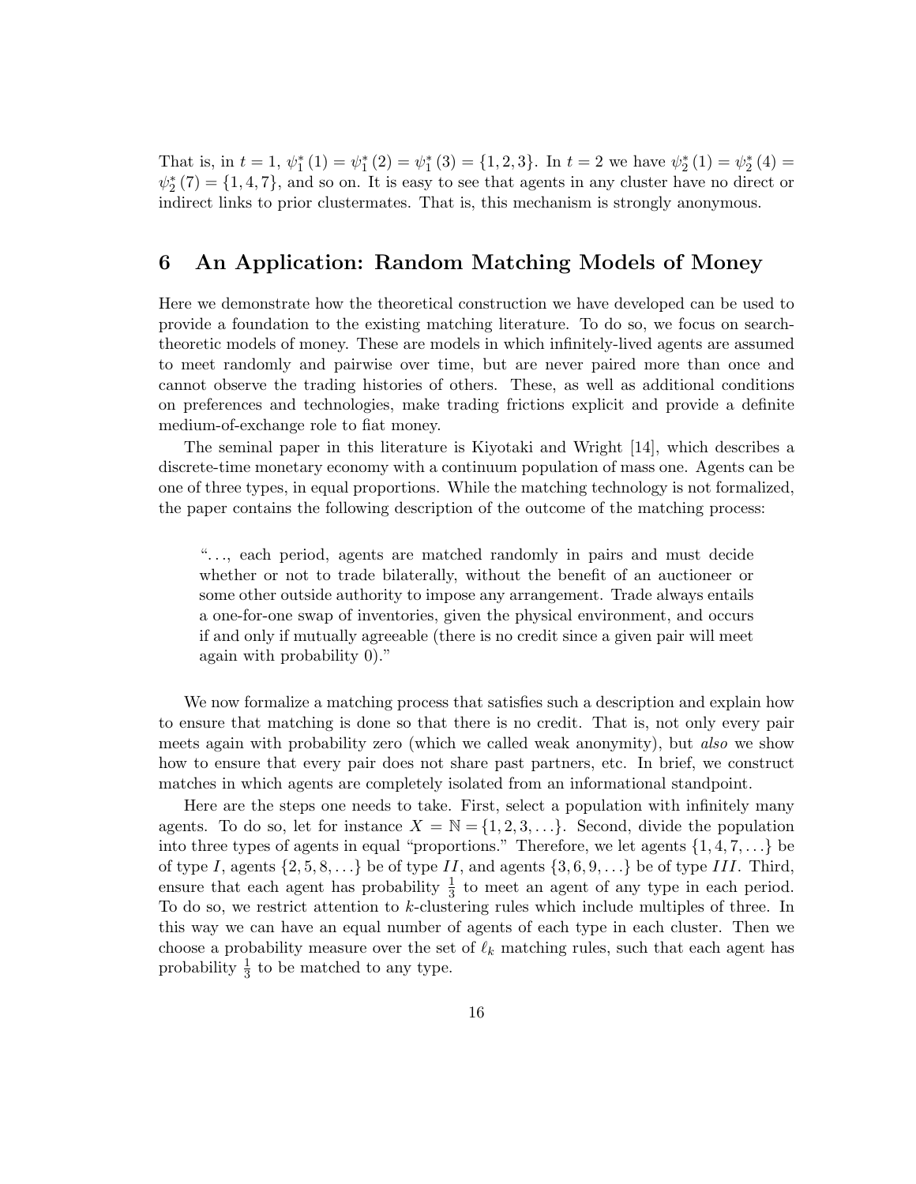That is, in $t = 1$, $\psi_1^*(1) = \psi_1^*(2) = \psi_1^*(3) = \{1, 2, 3\}$. In $t = 2$ we have $\psi_2^*(1) = \psi_2^*(4) = \psi_2^*(7) = \{1, 4, 7\}$, and so on. It is easy to see that agents in any cluster have no direct or indirect links to prior clustermates. That is, this mechanism is strongly anonymous.

## 6 An Application: Random Matching Models of Money

Here we demonstrate how the theoretical construction we have developed can be used to provide a foundation to the existing matching literature. To do so, we focus on search-theoretic models of money. These are models in which infinitely-lived agents are assumed to meet randomly and pairwise over time, but are never paired more than once and cannot observe the trading histories of others. These, as well as additional conditions on preferences and technologies, make trading frictions explicit and provide a definite medium-of-exchange role to fiat money.

The seminal paper in this literature is Kiyotaki and Wright [14], which describes a discrete-time monetary economy with a continuum population of mass one. Agents can be one of three types, in equal proportions. While the matching technology is not formalized, the paper contains the following description of the outcome of the matching process:

> "..., each period, agents are matched randomly in pairs and must decide whether or not to trade bilaterally, without the benefit of an auctioneer or some other outside authority to impose any arrangement. Trade always entails a one-for-one swap of inventories, given the physical environment, and occurs if and only if mutually agreeable (there is no credit since a given pair will meet again with probability 0)."

We now formalize a matching process that satisfies such a description and explain how to ensure that matching is done so that there is no credit. That is, not only every pair meets again with probability zero (which we called weak anonymity), but *also* we show how to ensure that every pair does not share past partners, etc. In brief, we construct matches in which agents are completely isolated from an informational standpoint.

Here are the steps one needs to take. First, select a population with infinitely many agents. To do so, let for instance $X = \mathbb{N} = \{1, 2, 3, \ldots\}$. Second, divide the population into three types of agents in equal "proportions." Therefore, we let agents $\{1, 4, 7, \ldots\}$ be of type $I$, agents $\{2, 5, 8, \ldots\}$ be of type $II$, and agents $\{3, 6, 9, \ldots\}$ be of type $III$. Third, ensure that each agent has probability $\frac{1}{3}$ to meet an agent of any type in each period. To do so, we restrict attention to $k$-clustering rules which include multiples of three. In this way we can have an equal number of agents of each type in each cluster. Then we choose a probability measure over the set of $\ell_k$ matching rules, such that each agent has probability $\frac{1}{3}$ to be matched to any type.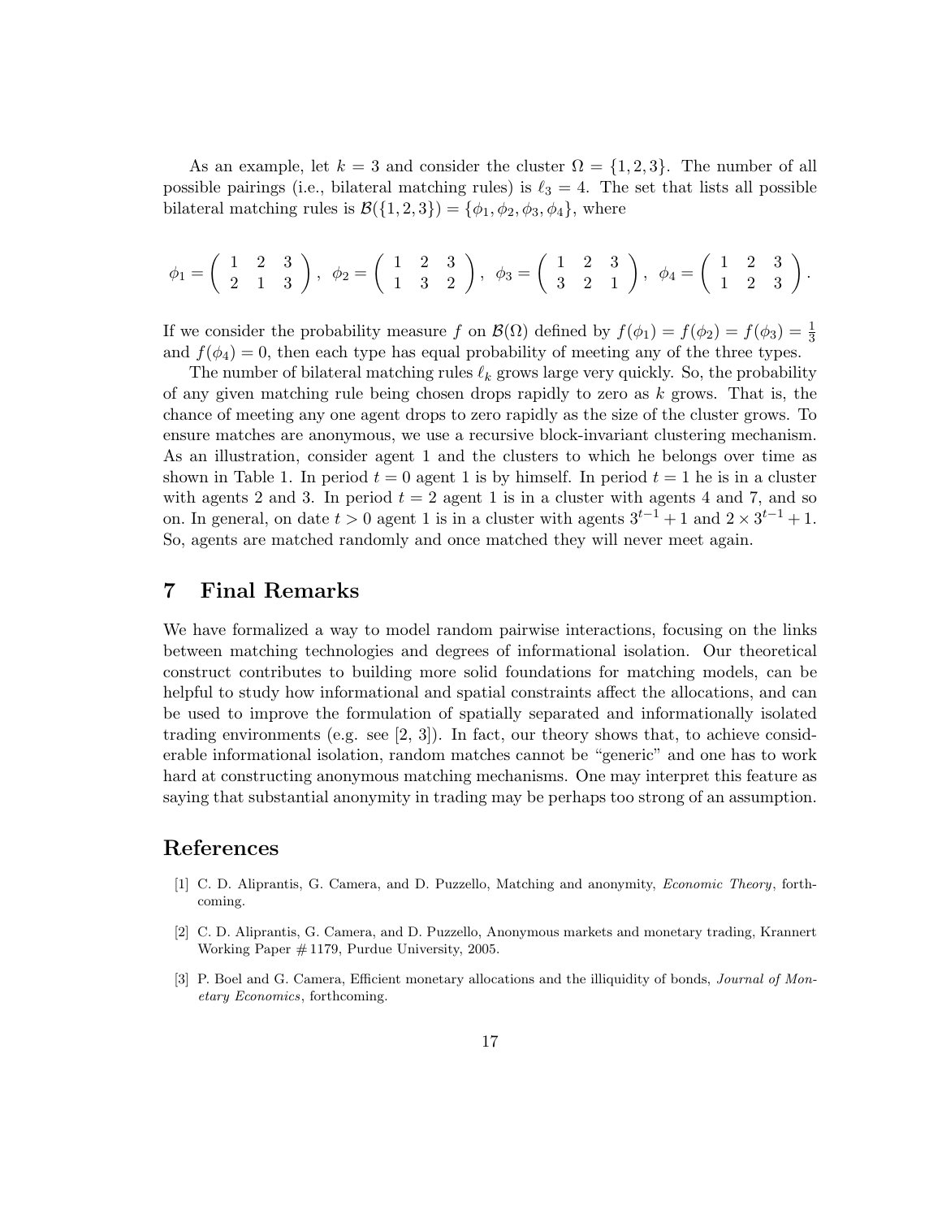As an example, let $k = 3$ and consider the cluster $\Omega = \{1, 2, 3\}$. The number of all possible pairings (i.e., bilateral matching rules) is $\ell_3 = 4$. The set that lists all possible bilateral matching rules is $\mathcal{B}(\{1, 2, 3\}) = \{\phi_1, \phi_2, \phi_3, \phi_4\}$, where

$$\phi_1 = \begin{pmatrix} 1 & 2 & 3 \\ 2 & 1 & 3 \end{pmatrix}, \ \phi_2 = \begin{pmatrix} 1 & 2 & 3 \\ 1 & 3 & 2 \end{pmatrix}, \ \phi_3 = \begin{pmatrix} 1 & 2 & 3 \\ 3 & 2 & 1 \end{pmatrix}, \ \phi_4 = \begin{pmatrix} 1 & 2 & 3 \\ 1 & 2 & 3 \end{pmatrix}.$$

If we consider the probability measure $f$ on $\mathcal{B}(\Omega)$ defined by $f(\phi_1) = f(\phi_2) = f(\phi_3) = \frac{1}{3}$ and $f(\phi_4) = 0$, then each type has equal probability of meeting any of the three types.

The number of bilateral matching rules $\ell_k$ grows large very quickly. So, the probability of any given matching rule being chosen drops rapidly to zero as $k$ grows. That is, the chance of meeting any one agent drops to zero rapidly as the size of the cluster grows. To ensure matches are anonymous, we use a recursive block-invariant clustering mechanism. As an illustration, consider agent 1 and the clusters to which he belongs over time as shown in Table 1. In period $t = 0$ agent 1 is by himself. In period $t = 1$ he is in a cluster with agents 2 and 3. In period $t = 2$ agent 1 is in a cluster with agents 4 and 7, and so on. In general, on date $t > 0$ agent 1 is in a cluster with agents $3^{t-1} + 1$ and $2 \times 3^{t-1} + 1$. So, agents are matched randomly and once matched they will never meet again.

## 7 Final Remarks

We have formalized a way to model random pairwise interactions, focusing on the links between matching technologies and degrees of informational isolation. Our theoretical construct contributes to building more solid foundations for matching models, can be helpful to study how informational and spatial constraints affect the allocations, and can be used to improve the formulation of spatially separated and informationally isolated trading environments (e.g. see [2, 3]). In fact, our theory shows that, to achieve considerable informational isolation, random matches cannot be "generic" and one has to work hard at constructing anonymous matching mechanisms. One may interpret this feature as saying that substantial anonymity in trading may be perhaps too strong of an assumption.

## References

[1] C. D. Aliprantis, G. Camera, and D. Puzzello, Matching and anonymity, *Economic Theory*, forthcoming.

[2] C. D. Aliprantis, G. Camera, and D. Puzzello, Anonymous markets and monetary trading, Krannert Working Paper # 1179, Purdue University, 2005.

[3] P. Boel and G. Camera, Efficient monetary allocations and the illiquidity of bonds, *Journal of Monetary Economics*, forthcoming.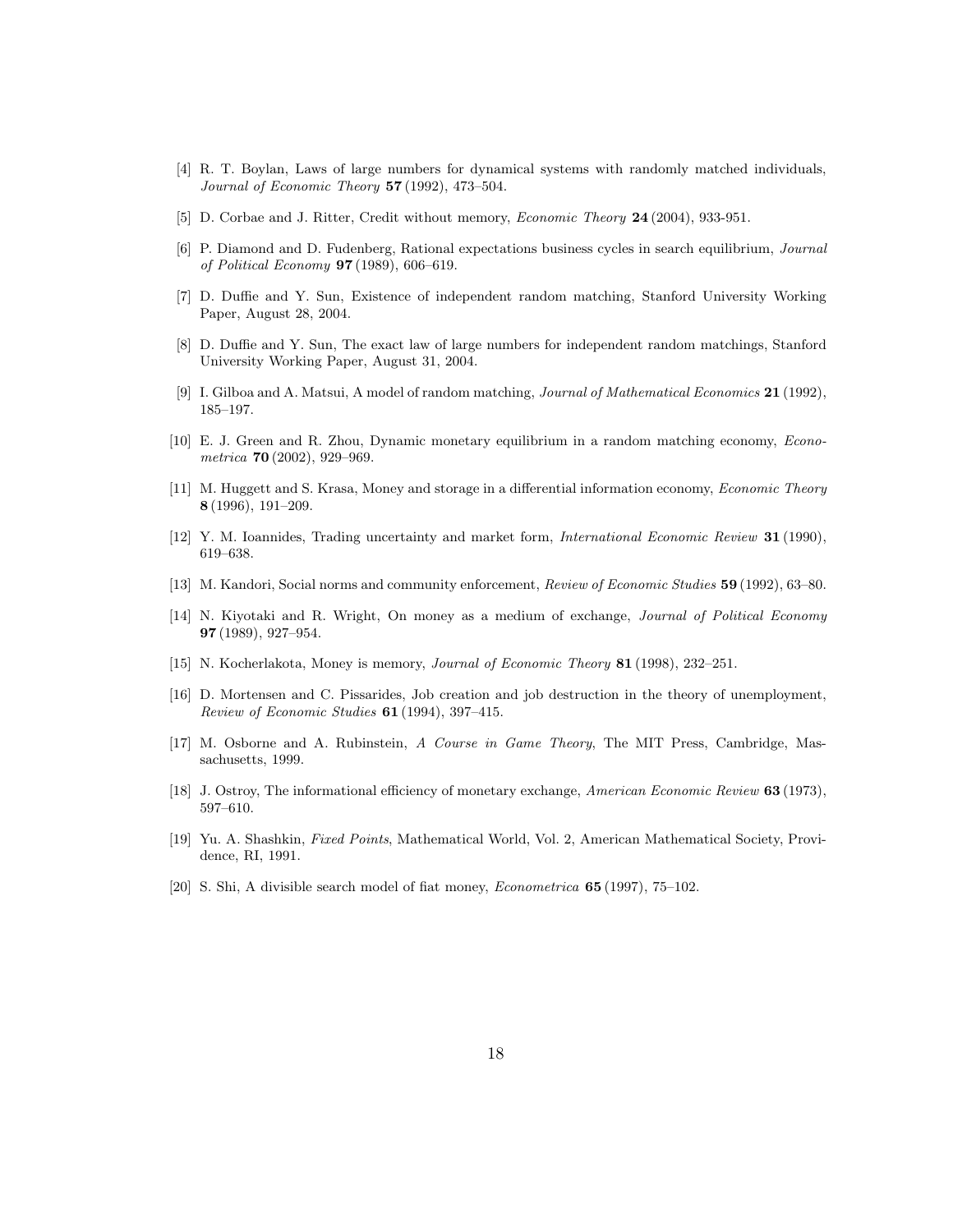[4] R. T. Boylan, Laws of large numbers for dynamical systems with randomly matched individuals, *Journal of Economic Theory* **57** (1992), 473–504.

[5] D. Corbae and J. Ritter, Credit without memory, *Economic Theory* **24** (2004), 933-951.

[6] P. Diamond and D. Fudenberg, Rational expectations business cycles in search equilibrium, *Journal of Political Economy* **97** (1989), 606–619.

[7] D. Duffie and Y. Sun, Existence of independent random matching, Stanford University Working Paper, August 28, 2004.

[8] D. Duffie and Y. Sun, The exact law of large numbers for independent random matchings, Stanford University Working Paper, August 31, 2004.

[9] I. Gilboa and A. Matsui, A model of random matching, *Journal of Mathematical Economics* **21** (1992), 185–197.

[10] E. J. Green and R. Zhou, Dynamic monetary equilibrium in a random matching economy, *Econometrica* **70** (2002), 929–969.

[11] M. Huggett and S. Krasa, Money and storage in a differential information economy, *Economic Theory* **8** (1996), 191–209.

[12] Y. M. Ioannides, Trading uncertainty and market form, *International Economic Review* **31** (1990), 619–638.

[13] M. Kandori, Social norms and community enforcement, *Review of Economic Studies* **59** (1992), 63–80.

[14] N. Kiyotaki and R. Wright, On money as a medium of exchange, *Journal of Political Economy* **97** (1989), 927–954.

[15] N. Kocherlakota, Money is memory, *Journal of Economic Theory* **81** (1998), 232–251.

[16] D. Mortensen and C. Pissarides, Job creation and job destruction in the theory of unemployment, *Review of Economic Studies* **61** (1994), 397–415.

[17] M. Osborne and A. Rubinstein, *A Course in Game Theory*, The MIT Press, Cambridge, Massachusetts, 1999.

[18] J. Ostroy, The informational efficiency of monetary exchange, *American Economic Review* **63** (1973), 597–610.

[19] Yu. A. Shashkin, *Fixed Points*, Mathematical World, Vol. 2, American Mathematical Society, Providence, RI, 1991.

[20] S. Shi, A divisible search model of fiat money, *Econometrica* **65** (1997), 75–102.